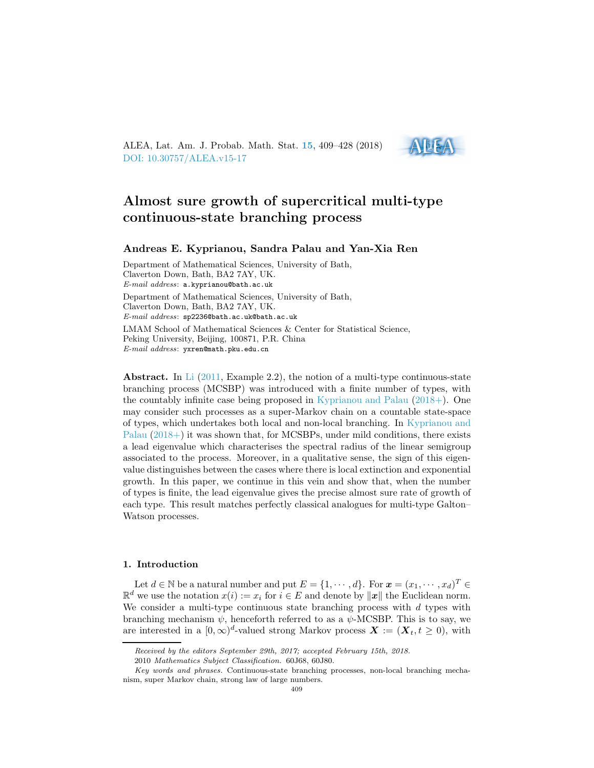# Almost sure growth of supercritical multi-type continuous-state branching process

**Andreas E. Kyprianou, Sandra Palau and Yan-Xia Ren**

Department of Mathematical Sciences, University of Bath,
Claverton Down, Bath, BA2 7AY, UK.
*E-mail address*: a.kyprianou@bath.ac.uk

Department of Mathematical Sciences, University of Bath,
Claverton Down, Bath, BA2 7AY, UK.
*E-mail address*: sp2236@bath.ac.uk@bath.ac.uk

LMAM School of Mathematical Sciences & Center for Statistical Science,
Peking University, Beijing, 100871, P.R. China
*E-mail address*: yxren@math.pku.edu.cn

**Abstract.** In Li (2011, Example 2.2), the notion of a multi-type continuous-state branching process (MCSBP) was introduced with a finite number of types, with the countably infinite case being proposed in Kyprianou and Palau (2018+). One may consider such processes as a super-Markov chain on a countable state-space of types, which undertakes both local and non-local branching. In Kyprianou and Palau (2018+) it was shown that, for MCSBPs, under mild conditions, there exists a lead eigenvalue which characterises the spectral radius of the linear semigroup associated to the process. Moreover, in a qualitative sense, the sign of this eigenvalue distinguishes between the cases where there is local extinction and exponential growth. In this paper, we continue in this vein and show that, when the number of types is finite, the lead eigenvalue gives the precise almost sure rate of growth of each type. This result matches perfectly classical analogues for multi-type Galton–Watson processes.

## 1. Introduction

Let $d \in \mathbb{N}$ be a natural number and put $E = \{1, \cdots, d\}$. For $\boldsymbol{x} = (x_1, \cdots, x_d)^T \in \mathbb{R}^d$ we use the notation $x(i) := x_i$ for $i \in E$ and denote by $\|\boldsymbol{x}\|$ the Euclidean norm. We consider a multi-type continuous state branching process with $d$ types with branching mechanism $\psi$, henceforth referred to as a $\psi$-MCSBP. This is to say, we are interested in a $[0, \infty)^d$-valued strong Markov process $\boldsymbol{X} := (\boldsymbol{X}_t, t \geq 0)$, with

Received by the editors September 29th, 2017; accepted February 15th, 2018.

2010 *Mathematics Subject Classification.* 60J68, 60J80.

*Key words and phrases.* Continuous-state branching processes, non-local branching mechanism, super Markov chain, strong law of large numbers.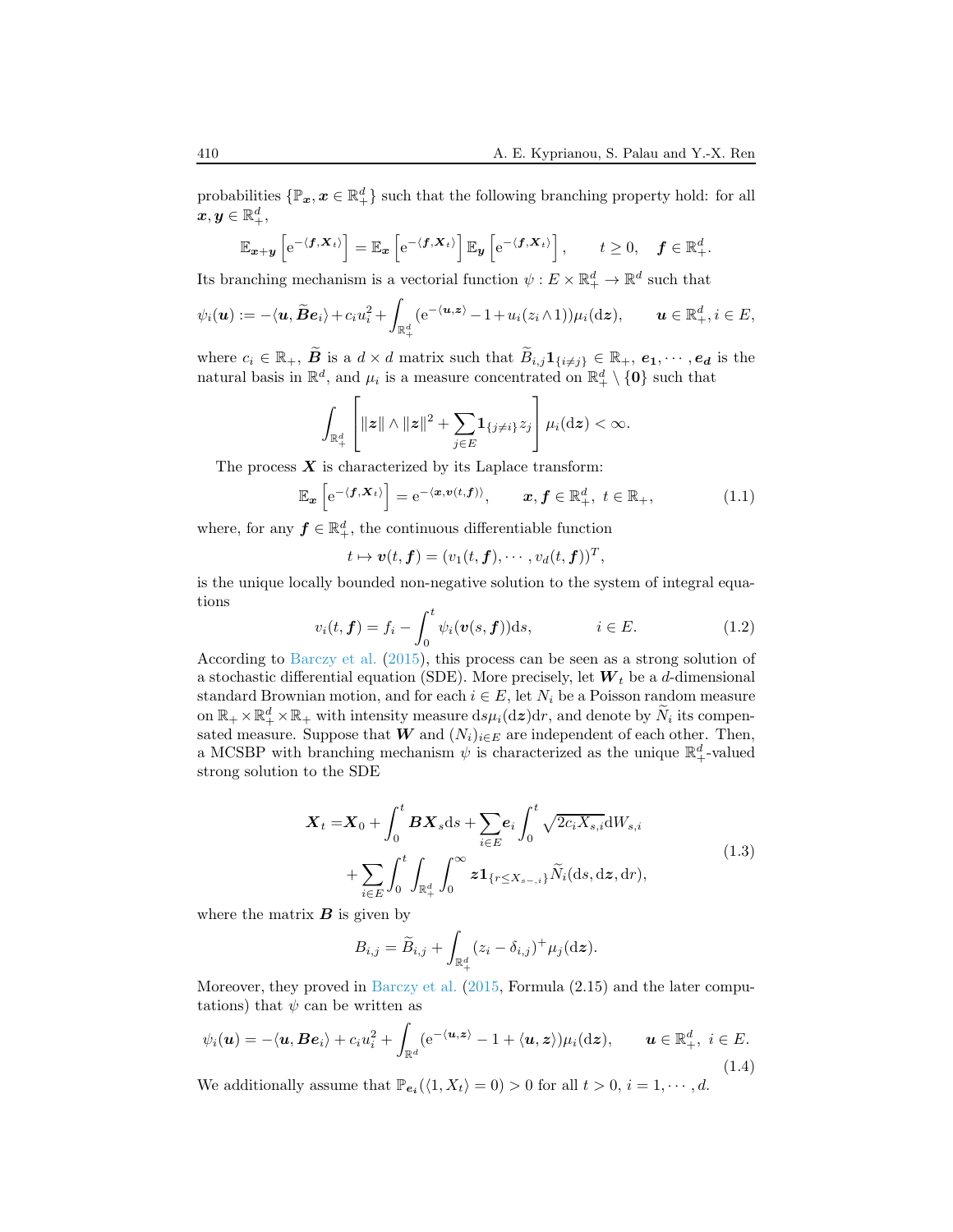probabilities $\{\mathbb{P}_{\boldsymbol{x}}, \boldsymbol{x} \in \mathbb{R}_+^d\}$ such that the following branching property hold: for all $\boldsymbol{x}, \boldsymbol{y} \in \mathbb{R}_+^d$,

$$\mathbb{E}_{\boldsymbol{x}+\boldsymbol{y}}\left[\mathrm{e}^{-\langle \boldsymbol{f}, \boldsymbol{X}_t\rangle}\right] = \mathbb{E}_{\boldsymbol{x}}\left[\mathrm{e}^{-\langle \boldsymbol{f}, \boldsymbol{X}_t\rangle}\right]\mathbb{E}_{\boldsymbol{y}}\left[\mathrm{e}^{-\langle \boldsymbol{f}, \boldsymbol{X}_t\rangle}\right], \qquad t \geq 0, \quad \boldsymbol{f} \in \mathbb{R}_+^d.$$

Its branching mechanism is a vectorial function $\psi : E \times \mathbb{R}_+^d \to \mathbb{R}^d$ such that

$$\psi_i(\boldsymbol{u}) := -\langle \boldsymbol{u}, \widetilde{\boldsymbol{B}}\boldsymbol{e}_i\rangle + c_i u_i^2 + \int_{\mathbb{R}_+^d} (\mathrm{e}^{-\langle \boldsymbol{u}, \boldsymbol{z}\rangle} - 1 + u_i(z_i \wedge 1))\mu_i(\mathrm{d}\boldsymbol{z}), \qquad \boldsymbol{u} \in \mathbb{R}_+^d, i \in E,$$

where $c_i \in \mathbb{R}_+$, $\widetilde{\boldsymbol{B}}$ is a $d \times d$ matrix such that $\widetilde{B}_{i,j}\mathbf{1}_{\{i \neq j\}} \in \mathbb{R}_+$, $\boldsymbol{e_1}, \cdots, \boldsymbol{e_d}$ is the natural basis in $\mathbb{R}^d$, and $\mu_i$ is a measure concentrated on $\mathbb{R}_+^d \setminus \{\mathbf{0}\}$ such that

$$\int_{\mathbb{R}_+^d} \left[\|\boldsymbol{z}\| \wedge \|\boldsymbol{z}\|^2 + \sum_{j \in E} \mathbf{1}_{\{j \neq i\}} z_j\right] \mu_i(\mathrm{d}\boldsymbol{z}) < \infty.$$

The process $\boldsymbol{X}$ is characterized by its Laplace transform:

$$\mathbb{E}_{\boldsymbol{x}}\left[\mathrm{e}^{-\langle \boldsymbol{f}, \boldsymbol{X}_t\rangle}\right] = \mathrm{e}^{-\langle \boldsymbol{x}, \boldsymbol{v}(t, \boldsymbol{f})\rangle}, \qquad \boldsymbol{x}, \boldsymbol{f} \in \mathbb{R}_+^d, \ t \in \mathbb{R}_+, \tag{1.1}$$

where, for any $\boldsymbol{f} \in \mathbb{R}_+^d$, the continuous differentiable function

$$t \mapsto \boldsymbol{v}(t, \boldsymbol{f}) = (v_1(t, \boldsymbol{f}), \cdots, v_d(t, \boldsymbol{f}))^T,$$

is the unique locally bounded non-negative solution to the system of integral equations

$$v_i(t, \boldsymbol{f}) = f_i - \int_0^t \psi_i(\boldsymbol{v}(s, \boldsymbol{f}))\mathrm{d}s, \qquad i \in E. \tag{1.2}$$

According to Barczy et al. (2015), this process can be seen as a strong solution of a stochastic differential equation (SDE). More precisely, let $\boldsymbol{W}_t$ be a $d$-dimensional standard Brownian motion, and for each $i \in E$, let $N_i$ be a Poisson random measure on $\mathbb{R}_+ \times \mathbb{R}_+^d \times \mathbb{R}_+$ with intensity measure $\mathrm{d}s\mu_i(\mathrm{d}\boldsymbol{z})\mathrm{d}r$, and denote by $\widetilde{N}_i$ its compensated measure. Suppose that $\boldsymbol{W}$ and $(N_i)_{i \in E}$ are independent of each other. Then, a MCSBP with branching mechanism $\psi$ is characterized as the unique $\mathbb{R}_+^d$-valued strong solution to the SDE

$$\begin{aligned}
\boldsymbol{X}_t =& \boldsymbol{X}_0 + \int_0^t \boldsymbol{B}\boldsymbol{X}_s \mathrm{d}s + \sum_{i \in E} \boldsymbol{e}_i \int_0^t \sqrt{2c_i X_{s,i}}\mathrm{d}W_{s,i} \\
&+ \sum_{i \in E} \int_0^t \int_{\mathbb{R}_+^d} \int_0^\infty \boldsymbol{z}\mathbf{1}_{\{r \leq X_{s-,i}\}} \widetilde{N}_i(\mathrm{d}s, \mathrm{d}\boldsymbol{z}, \mathrm{d}r),
\end{aligned} \tag{1.3}$$

where the matrix $\boldsymbol{B}$ is given by

$$B_{i,j} = \widetilde{B}_{i,j} + \int_{\mathbb{R}_+^d} (z_i - \delta_{i,j})^+ \mu_j(\mathrm{d}\boldsymbol{z}).$$

Moreover, they proved in Barczy et al. (2015, Formula (2.15) and the later computations) that $\psi$ can be written as

$$\psi_i(\boldsymbol{u}) = -\langle \boldsymbol{u}, \boldsymbol{B}\boldsymbol{e}_i\rangle + c_i u_i^2 + \int_{\mathbb{R}^d} (\mathrm{e}^{-\langle \boldsymbol{u}, \boldsymbol{z}\rangle} - 1 + \langle \boldsymbol{u}, \boldsymbol{z}\rangle)\mu_i(\mathrm{d}\boldsymbol{z}), \qquad \boldsymbol{u} \in \mathbb{R}_+^d, \ i \in E. \tag{1.4}$$

We additionally assume that $\mathbb{P}_{\boldsymbol{e_i}}(\langle 1, X_t\rangle = 0) > 0$ for all $t > 0$, $i = 1, \cdots, d$.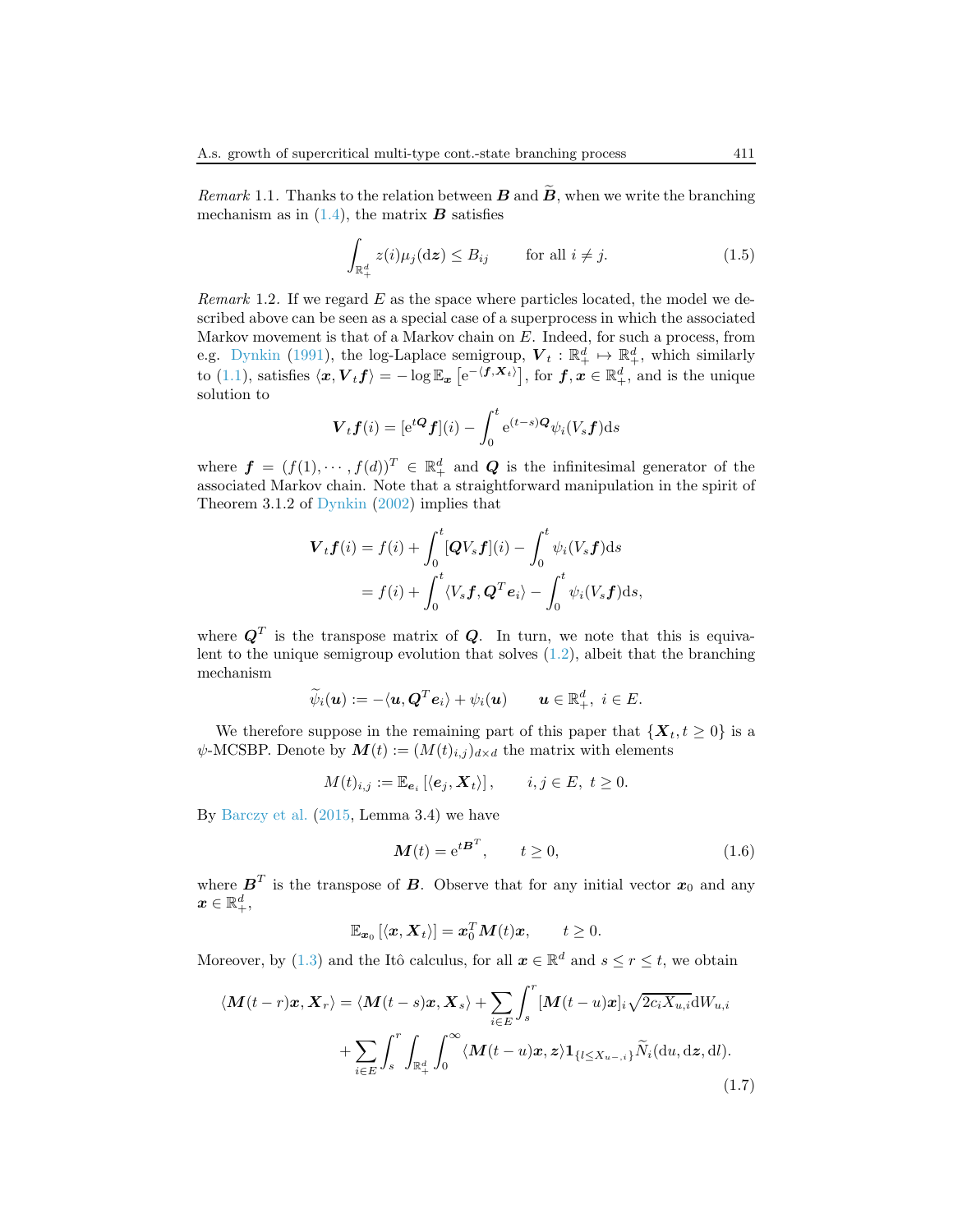*Remark* 1.1. Thanks to the relation between $\boldsymbol{B}$ and $\widetilde{\boldsymbol{B}}$, when we write the branching mechanism as in (1.4), the matrix $\boldsymbol{B}$ satisfies

$$\int_{\mathbb{R}_+^d} z(i)\mu_j(\mathrm{d}\boldsymbol{z}) \leq B_{ij} \qquad \text{for all } i \neq j. \tag{1.5}$$

*Remark* 1.2. If we regard $E$ as the space where particles located, the model we described above can be seen as a special case of a superprocess in which the associated Markov movement is that of a Markov chain on $E$. Indeed, for such a process, from e.g. Dynkin (1991), the log-Laplace semigroup, $\boldsymbol{V}_t : \mathbb{R}_+^d \mapsto \mathbb{R}_+^d$, which similarly to (1.1), satisfies $\langle \boldsymbol{x}, \boldsymbol{V}_t \boldsymbol{f} \rangle = -\log \mathbb{E}_{\boldsymbol{x}}\left[\mathrm{e}^{-\langle \boldsymbol{f}, \boldsymbol{X}_t\rangle}\right]$, for $\boldsymbol{f}, \boldsymbol{x} \in \mathbb{R}_+^d$, and is the unique solution to

$$\boldsymbol{V}_t \boldsymbol{f}(i) = [\mathrm{e}^{t\boldsymbol{Q}}\boldsymbol{f}](i) - \int_0^t \mathrm{e}^{(t-s)\boldsymbol{Q}} \psi_i(V_s \boldsymbol{f}) \mathrm{d}s$$

where $\boldsymbol{f} = (f(1), \cdots, f(d))^T \in \mathbb{R}_+^d$ and $\boldsymbol{Q}$ is the infinitesimal generator of the associated Markov chain. Note that a straightforward manipulation in the spirit of Theorem 3.1.2 of Dynkin (2002) implies that

$$\begin{aligned}
\boldsymbol{V}_t \boldsymbol{f}(i) &= f(i) + \int_0^t [\boldsymbol{Q} V_s \boldsymbol{f}](i) - \int_0^t \psi_i(V_s \boldsymbol{f}) \mathrm{d}s \\
&= f(i) + \int_0^t \langle V_s \boldsymbol{f}, \boldsymbol{Q}^T \boldsymbol{e}_i \rangle - \int_0^t \psi_i(V_s \boldsymbol{f}) \mathrm{d}s,
\end{aligned}$$

where $\boldsymbol{Q}^T$ is the transpose matrix of $\boldsymbol{Q}$. In turn, we note that this is equivalent to the unique semigroup evolution that solves (1.2), albeit that the branching mechanism

$$\widetilde{\psi}_i(\boldsymbol{u}) := -\langle \boldsymbol{u}, \boldsymbol{Q}^T \boldsymbol{e}_i \rangle + \psi_i(\boldsymbol{u}) \qquad \boldsymbol{u} \in \mathbb{R}_+^d, \ i \in E.$$

We therefore suppose in the remaining part of this paper that $\{\boldsymbol{X}_t, t \geq 0\}$ is a $\psi$-MCSBP. Denote by $\boldsymbol{M}(t) := (M(t)_{i,j})_{d\times d}$ the matrix with elements

$$M(t)_{i,j} := \mathbb{E}_{\boldsymbol{e}_i}\left[\langle \boldsymbol{e}_j, \boldsymbol{X}_t \rangle\right], \qquad i, j \in E, \ t \geq 0.$$

By Barczy et al. (2015, Lemma 3.4) we have

$$\boldsymbol{M}(t) = \mathrm{e}^{t\boldsymbol{B}^T}, \qquad t \geq 0, \tag{1.6}$$

where $\boldsymbol{B}^T$ is the transpose of $\boldsymbol{B}$. Observe that for any initial vector $\boldsymbol{x}_0$ and any $\boldsymbol{x} \in \mathbb{R}_+^d$,

$$\mathbb{E}_{\boldsymbol{x}_0}\left[\langle \boldsymbol{x}, \boldsymbol{X}_t \rangle\right] = \boldsymbol{x}_0^T \boldsymbol{M}(t) \boldsymbol{x}, \qquad t \geq 0.$$

Moreover, by (1.3) and the Itô calculus, for all $\boldsymbol{x} \in \mathbb{R}^d$ and $s \leq r \leq t$, we obtain

$$\begin{aligned}
\langle \boldsymbol{M}(t-r)\boldsymbol{x}, \boldsymbol{X}_r \rangle &= \langle \boldsymbol{M}(t-s)\boldsymbol{x}, \boldsymbol{X}_s \rangle + \sum_{i\in E} \int_s^r [\boldsymbol{M}(t-u)\boldsymbol{x}]_i \sqrt{2c_i X_{u,i}} \mathrm{d}W_{u,i} \\
&\quad + \sum_{i\in E} \int_s^r \int_{\mathbb{R}_+^d} \int_0^\infty \langle \boldsymbol{M}(t-u)\boldsymbol{x}, \boldsymbol{z} \rangle \mathbf{1}_{\{l \leq X_{u-,i}\}} \widetilde{N}_i(\mathrm{d}u, \mathrm{d}\boldsymbol{z}, \mathrm{d}l).
\end{aligned} \tag{1.7}$$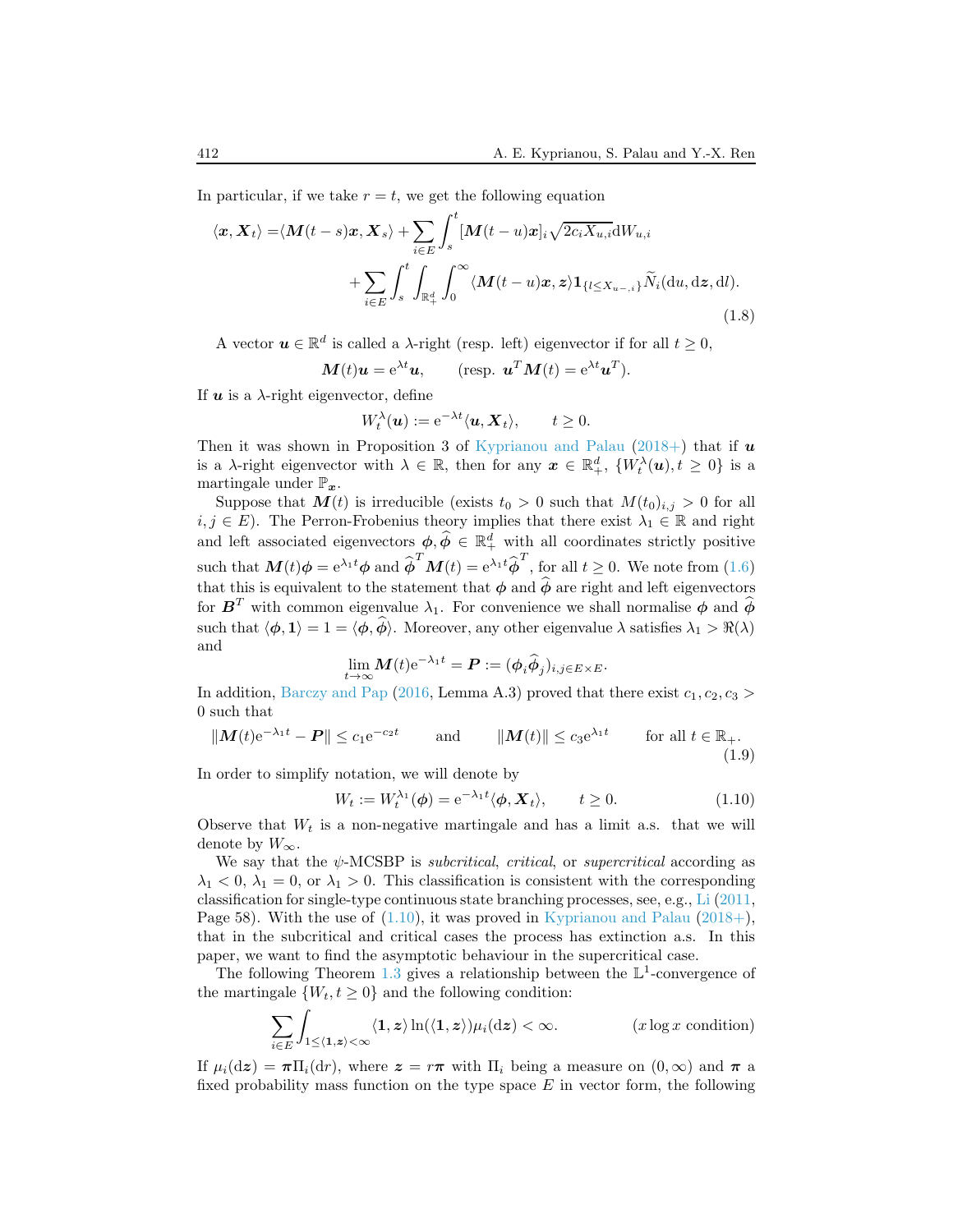In particular, if we take $r = t$, we get the following equation

$$
\begin{aligned}
\langle \boldsymbol{x}, \boldsymbol{X}_t \rangle =& \langle \boldsymbol{M}(t-s)\boldsymbol{x}, \boldsymbol{X}_s \rangle + \sum_{i\in E} \int_s^t [\boldsymbol{M}(t-u)\boldsymbol{x}]_i \sqrt{2c_i X_{u,i}} \mathrm{d}W_{u,i} \\
&+ \sum_{i\in E} \int_s^t \int_{\mathbb{R}_+^d} \int_0^\infty \langle \boldsymbol{M}(t-u)\boldsymbol{x}, \boldsymbol{z} \rangle \mathbf{1}_{\{l \le X_{u-,i}\}} \widetilde{N}_i(\mathrm{d}u, \mathrm{d}\boldsymbol{z}, \mathrm{d}l).
\end{aligned} \tag{1.8}
$$

A vector $\boldsymbol{u} \in \mathbb{R}^d$ is called a $\lambda$-right (resp. left) eigenvector if for all $t \ge 0$,

$$
\boldsymbol{M}(t)\boldsymbol{u} = \mathrm{e}^{\lambda t}\boldsymbol{u}, \qquad (\text{resp. } \boldsymbol{u}^T \boldsymbol{M}(t) = \mathrm{e}^{\lambda t}\boldsymbol{u}^T).
$$

If $\boldsymbol{u}$ is a $\lambda$-right eigenvector, define

$$
W_t^\lambda(\boldsymbol{u}) := \mathrm{e}^{-\lambda t}\langle \boldsymbol{u}, \boldsymbol{X}_t \rangle, \qquad t \ge 0.
$$

Then it was shown in Proposition 3 of Kyprianou and Palau (2018+) that if $\boldsymbol{u}$ is a $\lambda$-right eigenvector with $\lambda \in \mathbb{R}$, then for any $\boldsymbol{x} \in \mathbb{R}_+^d$, $\{W_t^\lambda(\boldsymbol{u}), t \ge 0\}$ is a martingale under $\mathbb{P}_{\boldsymbol{x}}$.

Suppose that $\boldsymbol{M}(t)$ is irreducible (exists $t_0 > 0$ such that $M(t_0)_{i,j} > 0$ for all $i, j \in E$). The Perron-Frobenius theory implies that there exist $\lambda_1 \in \mathbb{R}$ and right and left associated eigenvectors $\boldsymbol{\phi}, \widehat{\boldsymbol{\phi}} \in \mathbb{R}_+^d$ with all coordinates strictly positive such that $\boldsymbol{M}(t)\boldsymbol{\phi} = \mathrm{e}^{\lambda_1 t}\boldsymbol{\phi}$ and $\widehat{\boldsymbol{\phi}}^T \boldsymbol{M}(t) = \mathrm{e}^{\lambda_1 t}\widehat{\boldsymbol{\phi}}^T$, for all $t \ge 0$. We note from (1.6) that this is equivalent to the statement that $\boldsymbol{\phi}$ and $\widehat{\boldsymbol{\phi}}$ are right and left eigenvectors for $\boldsymbol{B}^T$ with common eigenvalue $\lambda_1$. For convenience we shall normalise $\boldsymbol{\phi}$ and $\widehat{\boldsymbol{\phi}}$ such that $\langle \boldsymbol{\phi}, \mathbf{1} \rangle = 1 = \langle \boldsymbol{\phi}, \widehat{\boldsymbol{\phi}} \rangle$. Moreover, any other eigenvalue $\lambda$ satisfies $\lambda_1 > \Re(\lambda)$ and

$$
\lim_{t\to\infty} \boldsymbol{M}(t)\mathrm{e}^{-\lambda_1 t} = \boldsymbol{P} := (\boldsymbol{\phi}_i \widehat{\boldsymbol{\phi}}_j)_{i,j \in E\times E}.
$$

In addition, Barczy and Pap (2016, Lemma A.3) proved that there exist $c_1, c_2, c_3 > 0$ such that

$$
\|\boldsymbol{M}(t)\mathrm{e}^{-\lambda_1 t} - \boldsymbol{P}\| \le c_1 \mathrm{e}^{-c_2 t} \qquad \text{and} \qquad \|\boldsymbol{M}(t)\| \le c_3 \mathrm{e}^{\lambda_1 t} \qquad \text{for all } t \in \mathbb{R}_+. \tag{1.9}
$$

In order to simplify notation, we will denote by

$$
W_t := W_t^{\lambda_1}(\boldsymbol{\phi}) = \mathrm{e}^{-\lambda_1 t}\langle \boldsymbol{\phi}, \boldsymbol{X}_t \rangle, \qquad t \ge 0. \tag{1.10}
$$

Observe that $W_t$ is a non-negative martingale and has a limit a.s. that we will denote by $W_\infty$.

We say that the $\psi$-MCSBP is *subcritical*, *critical*, or *supercritical* according as $\lambda_1 < 0$, $\lambda_1 = 0$, or $\lambda_1 > 0$. This classification is consistent with the corresponding classification for single-type continuous state branching processes, see, e.g., Li (2011, Page 58). With the use of (1.10), it was proved in Kyprianou and Palau (2018+), that in the subcritical and critical cases the process has extinction a.s. In this paper, we want to find the asymptotic behaviour in the supercritical case.

The following Theorem 1.3 gives a relationship between the $\mathbb{L}^1$-convergence of the martingale $\{W_t, t \ge 0\}$ and the following condition:

$$
\sum_{i\in E} \int_{1 \le \langle \mathbf{1}, \boldsymbol{z} \rangle < \infty} \langle \mathbf{1}, \boldsymbol{z} \rangle \ln(\langle \mathbf{1}, \boldsymbol{z} \rangle) \mu_i(\mathrm{d}\boldsymbol{z}) < \infty. \tag{$x \log x$ condition}
$$

If $\mu_i(\mathrm{d}\boldsymbol{z}) = \boldsymbol{\pi}\Pi_i(\mathrm{d}r)$, where $\boldsymbol{z} = r\boldsymbol{\pi}$ with $\Pi_i$ being a measure on $(0, \infty)$ and $\boldsymbol{\pi}$ a fixed probability mass function on the type space $E$ in vector form, the following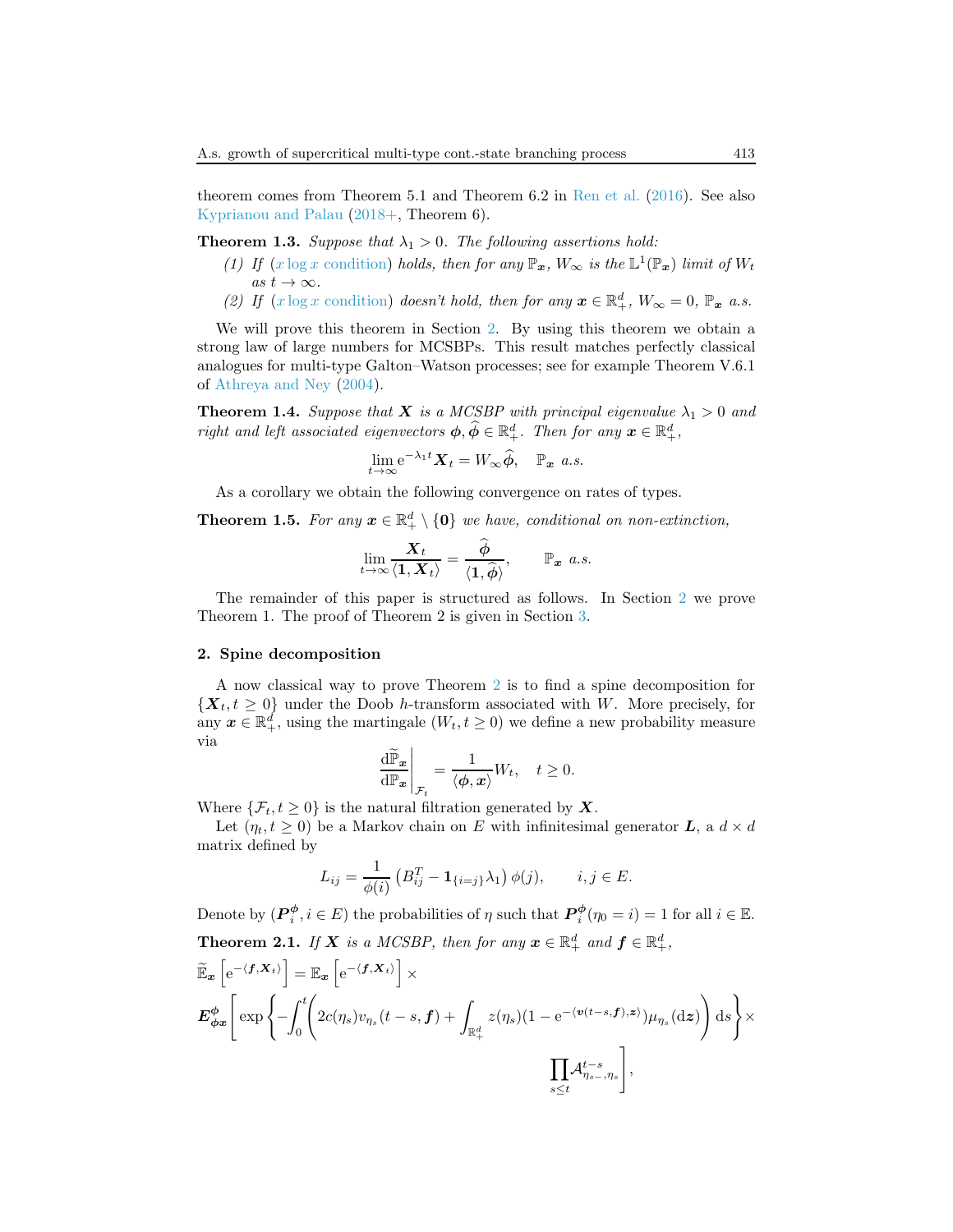theorem comes from Theorem 5.1 and Theorem 6.2 in Ren et al. (2016). See also Kyprianou and Palau (2018+, Theorem 6).

**Theorem 1.3.** *Suppose that $\lambda_1 > 0$. The following assertions hold:*

*(1) If ($x \log x$ condition) holds, then for any $\mathbb{P}_{\boldsymbol{x}}$, $W_\infty$ is the $\mathbb{L}^1(\mathbb{P}_{\boldsymbol{x}})$ limit of $W_t$ as $t \to \infty$.*

*(2) If ($x \log x$ condition) doesn't hold, then for any $\boldsymbol{x} \in \mathbb{R}^d_+$, $W_\infty = 0$, $\mathbb{P}_{\boldsymbol{x}}$ a.s.*

We will prove this theorem in Section 2. By using this theorem we obtain a strong law of large numbers for MCSBPs. This result matches perfectly classical analogues for multi-type Galton–Watson processes; see for example Theorem V.6.1 of Athreya and Ney (2004).

**Theorem 1.4.** *Suppose that $\boldsymbol{X}$ is a MCSBP with principal eigenvalue $\lambda_1 > 0$ and right and left associated eigenvectors $\boldsymbol{\phi}, \widehat{\boldsymbol{\phi}} \in \mathbb{R}^d_+$. Then for any $\boldsymbol{x} \in \mathbb{R}^d_+$,*

$$\lim_{t\to\infty} \mathrm{e}^{-\lambda_1 t} \boldsymbol{X}_t = W_\infty \widehat{\boldsymbol{\phi}}, \quad \mathbb{P}_{\boldsymbol{x}} \text{ a.s.}$$

As a corollary we obtain the following convergence on rates of types.

**Theorem 1.5.** *For any $\boldsymbol{x} \in \mathbb{R}^d_+ \setminus \{\boldsymbol{0}\}$ we have, conditional on non-extinction,*

$$\lim_{t\to\infty} \frac{\boldsymbol{X}_t}{\langle \boldsymbol{1}, \boldsymbol{X}_t \rangle} = \frac{\widehat{\boldsymbol{\phi}}}{\langle \boldsymbol{1}, \widehat{\boldsymbol{\phi}} \rangle}, \qquad \mathbb{P}_{\boldsymbol{x}} \text{ a.s.}$$

The remainder of this paper is structured as follows. In Section 2 we prove Theorem 1. The proof of Theorem 2 is given in Section 3.

## 2. Spine decomposition

A now classical way to prove Theorem 2 is to find a spine decomposition for $\{\boldsymbol{X}_t, t \geq 0\}$ under the Doob $h$-transform associated with $W$. More precisely, for any $\boldsymbol{x} \in \mathbb{R}^d_+$, using the martingale $(W_t, t \geq 0)$ we define a new probability measure via

$$\left.\frac{\mathrm{d}\widetilde{\mathbb{P}}_{\boldsymbol{x}}}{\mathrm{d}\mathbb{P}_{\boldsymbol{x}}}\right|_{\mathcal{F}_t} = \frac{1}{\langle \boldsymbol{\phi}, \boldsymbol{x} \rangle} W_t, \quad t \geq 0.$$

Where $\{\mathcal{F}_t, t \geq 0\}$ is the natural filtration generated by $\boldsymbol{X}$.

Let $(\eta_t, t \geq 0)$ be a Markov chain on $E$ with infinitesimal generator $\boldsymbol{L}$, a $d \times d$ matrix defined by

$$L_{ij} = \frac{1}{\phi(i)} \left( B^T_{ij} - \mathbf{1}_{\{i=j\}} \lambda_1 \right) \phi(j), \qquad i, j \in E.$$

Denote by $(\boldsymbol{P}^{\boldsymbol{\phi}}_i, i \in E)$ the probabilities of $\eta$ such that $\boldsymbol{P}^{\boldsymbol{\phi}}_i(\eta_0 = i) = 1$ for all $i \in \mathbb{E}$.

**Theorem 2.1.** *If $\boldsymbol{X}$ is a MCSBP, then for any $\boldsymbol{x} \in \mathbb{R}^d_+$ and $\boldsymbol{f} \in \mathbb{R}^d_+$,*

$$\widetilde{\mathbb{E}}_{\boldsymbol{x}} \left[ \mathrm{e}^{-\langle \boldsymbol{f}, \boldsymbol{X}_t \rangle} \right] = \mathbb{E}_{\boldsymbol{x}} \left[ \mathrm{e}^{-\langle \boldsymbol{f}, \boldsymbol{X}_t \rangle} \right] \times$$

$$\boldsymbol{E}^{\boldsymbol{\phi}}_{\boldsymbol{\phi x}} \left[ \exp \left\{ -\int_0^t \left( 2c(\eta_s) v_{\eta_s}(t-s, \boldsymbol{f}) + \int_{\mathbb{R}^d_+} z(\eta_s)(1 - \mathrm{e}^{-\langle \boldsymbol{v}(t-s,\boldsymbol{f}), \boldsymbol{z} \rangle}) \mu_{\eta_s}(\mathrm{d}\boldsymbol{z}) \right) \mathrm{d}s \right\} \times \prod_{s \leq t} \mathcal{A}^{t-s}_{\eta_{s-}, \eta_s} \right],$$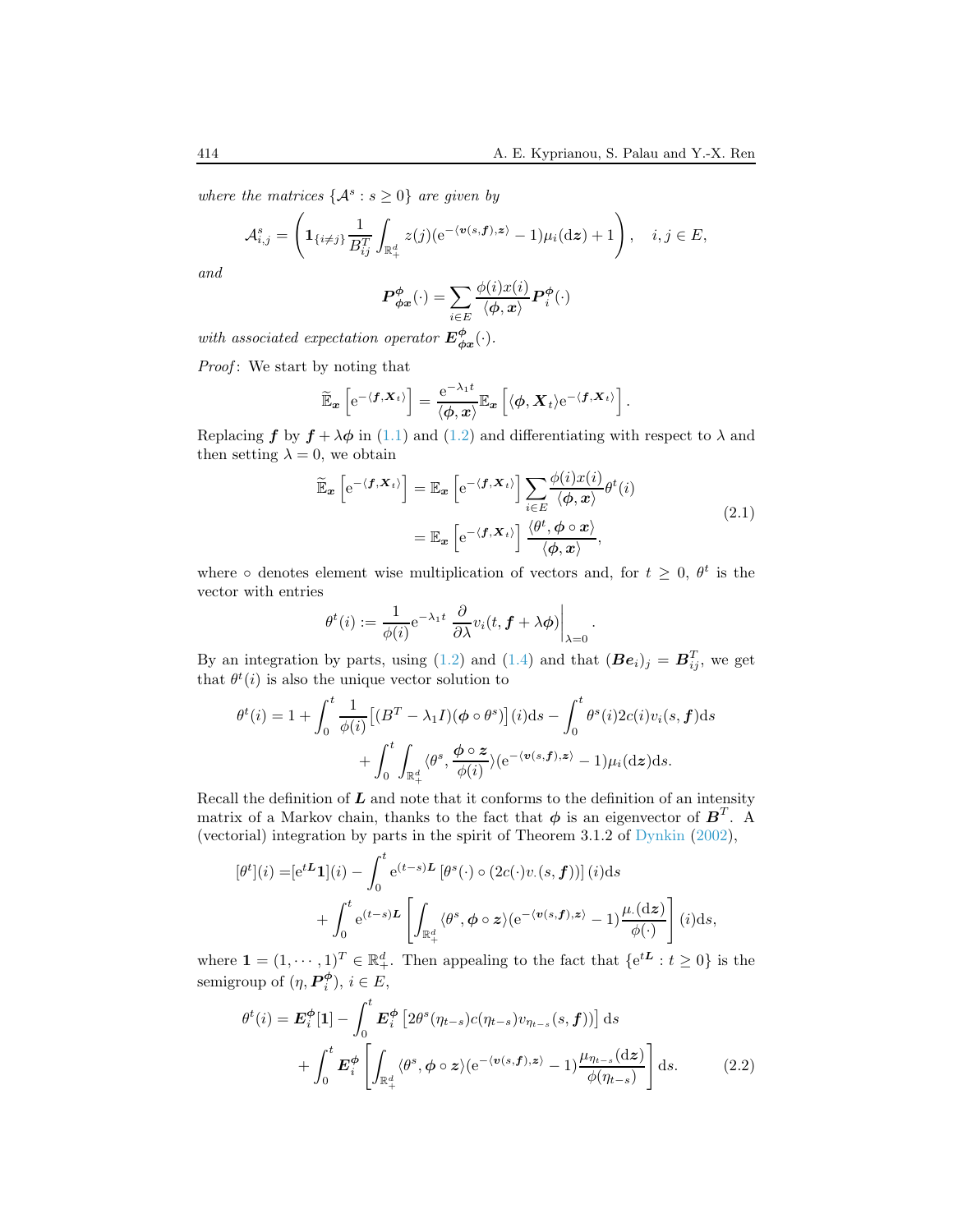*where the matrices* $\{\mathcal{A}^s : s \geq 0\}$ *are given by*

$$\mathcal{A}^s_{i,j} = \left(\mathbf{1}_{\{i\neq j\}}\frac{1}{B^T_{ij}}\int_{\mathbb{R}^d_+} z(j)(\mathrm{e}^{-\langle \boldsymbol{v}(s,\boldsymbol{f}),\boldsymbol{z}\rangle} - 1)\mu_i(\mathrm{d}\boldsymbol{z}) + 1\right), \quad i,j \in E,$$

*and*

$$\boldsymbol{P}^{\boldsymbol{\phi}}_{\boldsymbol{\phi x}}(\cdot) = \sum_{i\in E}\frac{\phi(i)x(i)}{\langle \boldsymbol{\phi},\boldsymbol{x}\rangle}\boldsymbol{P}^{\boldsymbol{\phi}}_i(\cdot)$$

*with associated expectation operator* $\boldsymbol{E}^{\boldsymbol{\phi}}_{\boldsymbol{\phi x}}(\cdot)$.

*Proof*: We start by noting that

$$\widetilde{\mathbb{E}}_{\boldsymbol{x}}\left[\mathrm{e}^{-\langle \boldsymbol{f},\boldsymbol{X}_t\rangle}\right] = \frac{\mathrm{e}^{-\lambda_1 t}}{\langle \boldsymbol{\phi},\boldsymbol{x}\rangle}\mathbb{E}_{\boldsymbol{x}}\left[\langle \boldsymbol{\phi},\boldsymbol{X}_t\rangle \mathrm{e}^{-\langle \boldsymbol{f},\boldsymbol{X}_t\rangle}\right].$$

Replacing $\boldsymbol{f}$ by $\boldsymbol{f}+\lambda\boldsymbol{\phi}$ in (1.1) and (1.2) and differentiating with respect to $\lambda$ and then setting $\lambda = 0$, we obtain

$$\begin{aligned}\widetilde{\mathbb{E}}_{\boldsymbol{x}}\left[\mathrm{e}^{-\langle \boldsymbol{f},\boldsymbol{X}_t\rangle}\right] &= \mathbb{E}_{\boldsymbol{x}}\left[\mathrm{e}^{-\langle \boldsymbol{f},\boldsymbol{X}_t\rangle}\right]\sum_{i\in E}\frac{\phi(i)x(i)}{\langle \boldsymbol{\phi},\boldsymbol{x}\rangle}\theta^t(i)\\ &= \mathbb{E}_{\boldsymbol{x}}\left[\mathrm{e}^{-\langle \boldsymbol{f},\boldsymbol{X}_t\rangle}\right]\frac{\langle \theta^t,\boldsymbol{\phi}\circ\boldsymbol{x}\rangle}{\langle \boldsymbol{\phi},\boldsymbol{x}\rangle},\end{aligned} \tag{2.1}$$

where $\circ$ denotes element wise multiplication of vectors and, for $t \geq 0$, $\theta^t$ is the vector with entries

$$\theta^t(i) := \frac{1}{\phi(i)}\mathrm{e}^{-\lambda_1 t}\left.\frac{\partial}{\partial\lambda}v_i(t,\boldsymbol{f}+\lambda\boldsymbol{\phi})\right|_{\lambda=0}.$$

By an integration by parts, using (1.2) and (1.4) and that $(\boldsymbol{B}\boldsymbol{e}_i)_j = \boldsymbol{B}^T_{ij}$, we get that $\theta^t(i)$ is also the unique vector solution to

$$\begin{aligned}\theta^t(i) = 1 &+ \int_0^t \frac{1}{\phi(i)}\left[(B^T-\lambda_1 I)(\boldsymbol{\phi}\circ\theta^s)\right](i)\mathrm{d}s - \int_0^t \theta^s(i)2c(i)v_i(s,\boldsymbol{f})\mathrm{d}s\\ &+ \int_0^t\int_{\mathbb{R}^d_+}\langle \theta^s,\frac{\boldsymbol{\phi}\circ\boldsymbol{z}}{\phi(i)}\rangle(\mathrm{e}^{-\langle \boldsymbol{v}(s,\boldsymbol{f}),\boldsymbol{z}\rangle}-1)\mu_i(\mathrm{d}\boldsymbol{z})\mathrm{d}s.\end{aligned}$$

Recall the definition of $\boldsymbol{L}$ and note that it conforms to the definition of an intensity matrix of a Markov chain, thanks to the fact that $\boldsymbol{\phi}$ is an eigenvector of $\boldsymbol{B}^T$. A (vectorial) integration by parts in the spirit of Theorem 3.1.2 of Dynkin (2002),

$$\begin{aligned}[][\theta^t](i) =& [\mathrm{e}^{t\boldsymbol{L}}\mathbf{1}](i) - \int_0^t \mathrm{e}^{(t-s)\boldsymbol{L}}\left[\theta^s(\cdot)\circ(2c(\cdot)v_\cdot(s,\boldsymbol{f}))\right](i)\mathrm{d}s\\ &+ \int_0^t \mathrm{e}^{(t-s)\boldsymbol{L}}\left[\int_{\mathbb{R}^d_+}\langle \theta^s,\boldsymbol{\phi}\circ\boldsymbol{z}\rangle(\mathrm{e}^{-\langle \boldsymbol{v}(s,\boldsymbol{f}),\boldsymbol{z}\rangle}-1)\frac{\mu_\cdot(\mathrm{d}\boldsymbol{z})}{\phi(\cdot)}\right](i)\mathrm{d}s,\end{aligned}$$

where $\mathbf{1} = (1,\cdots,1)^T \in \mathbb{R}^d_+$. Then appealing to the fact that $\{\mathrm{e}^{t\boldsymbol{L}} : t \geq 0\}$ is the semigroup of $(\eta, \boldsymbol{P}^{\boldsymbol{\phi}}_i)$, $i \in E$,

$$\begin{aligned}\theta^t(i) = \boldsymbol{E}^{\boldsymbol{\phi}}_i[\mathbf{1}] &- \int_0^t \boldsymbol{E}^{\boldsymbol{\phi}}_i\left[2\theta^s(\eta_{t-s})c(\eta_{t-s})v_{\eta_{t-s}}(s,\boldsymbol{f})\right]\mathrm{d}s\\ &+ \int_0^t \boldsymbol{E}^{\boldsymbol{\phi}}_i\left[\int_{\mathbb{R}^d_+}\langle \theta^s,\boldsymbol{\phi}\circ\boldsymbol{z}\rangle(\mathrm{e}^{-\langle \boldsymbol{v}(s,\boldsymbol{f}),\boldsymbol{z}\rangle}-1)\frac{\mu_{\eta_{t-s}}(\mathrm{d}\boldsymbol{z})}{\phi(\eta_{t-s})}\right]\mathrm{d}s.\end{aligned} \tag{2.2}$$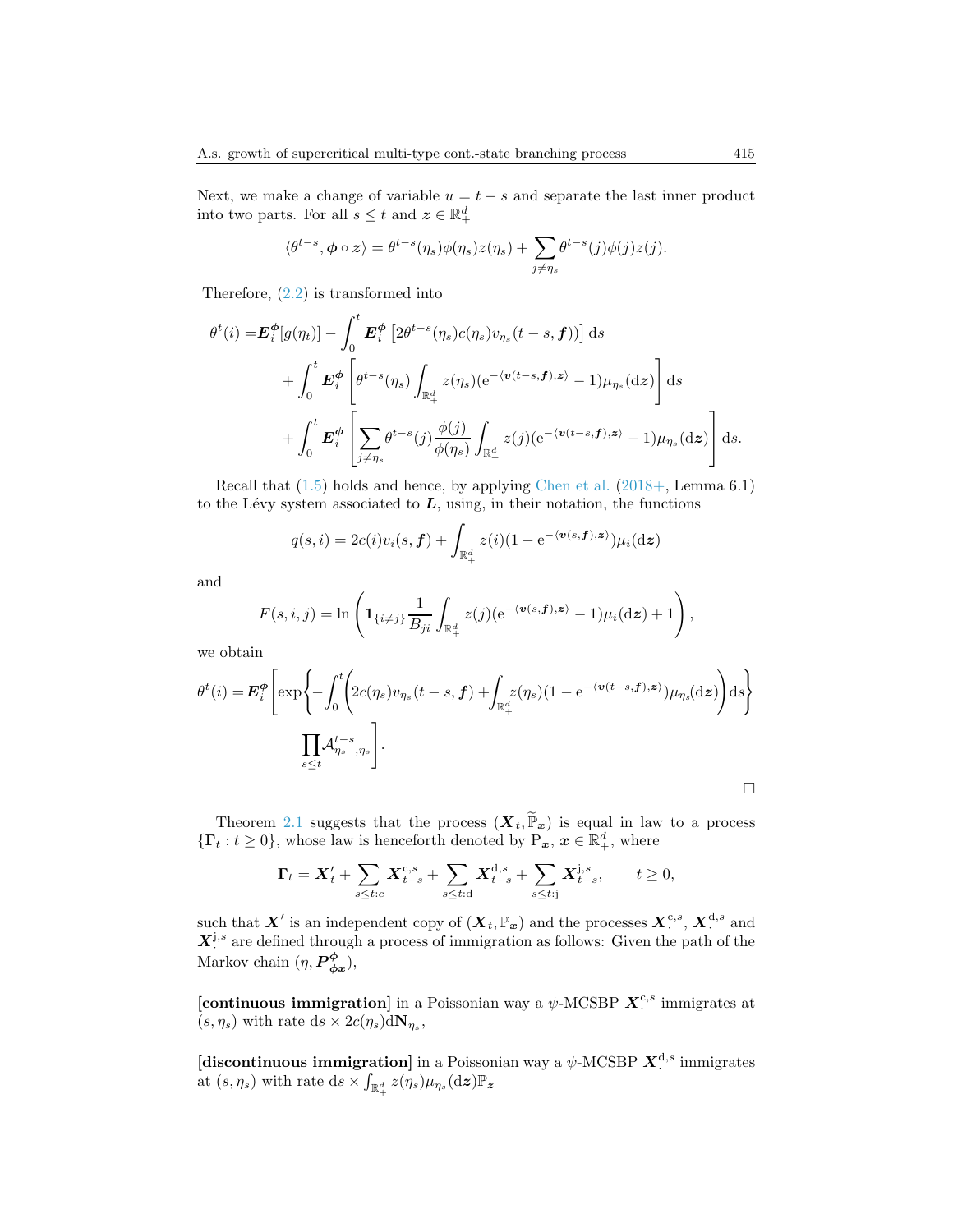Next, we make a change of variable $u = t - s$ and separate the last inner product into two parts. For all $s \le t$ and $\boldsymbol{z} \in \mathbb{R}_+^d$

$$\langle \theta^{t-s}, \boldsymbol{\phi} \circ \boldsymbol{z} \rangle = \theta^{t-s}(\eta_s)\phi(\eta_s)z(\eta_s) + \sum_{j \ne \eta_s} \theta^{t-s}(j)\phi(j)z(j).$$

Therefore, (2.2) is transformed into

$$\begin{aligned}
\theta^t(i) =& \boldsymbol{E}_i^{\boldsymbol{\phi}}[g(\eta_t)] - \int_0^t \boldsymbol{E}_i^{\boldsymbol{\phi}}\left[2\theta^{t-s}(\eta_s)c(\eta_s)v_{\eta_s}(t-s,\boldsymbol{f}))\right] \mathrm{d}s \\
&+ \int_0^t \boldsymbol{E}_i^{\boldsymbol{\phi}}\left[\theta^{t-s}(\eta_s)\int_{\mathbb{R}_+^d} z(\eta_s)(\mathrm{e}^{-\langle \boldsymbol{v}(t-s,\boldsymbol{f}),\boldsymbol{z}\rangle} - 1)\mu_{\eta_s}(\mathrm{d}\boldsymbol{z})\right] \mathrm{d}s \\
&+ \int_0^t \boldsymbol{E}_i^{\boldsymbol{\phi}}\left[\sum_{j \ne \eta_s} \theta^{t-s}(j)\frac{\phi(j)}{\phi(\eta_s)}\int_{\mathbb{R}_+^d} z(j)(\mathrm{e}^{-\langle \boldsymbol{v}(t-s,\boldsymbol{f}),\boldsymbol{z}\rangle} - 1)\mu_{\eta_s}(\mathrm{d}\boldsymbol{z})\right] \mathrm{d}s.
\end{aligned}$$

Recall that (1.5) holds and hence, by applying Chen et al. (2018+, Lemma 6.1) to the Lévy system associated to $\boldsymbol{L}$, using, in their notation, the functions

$$q(s,i) = 2c(i)v_i(s,\boldsymbol{f}) + \int_{\mathbb{R}_+^d} z(i)(1 - \mathrm{e}^{-\langle \boldsymbol{v}(s,\boldsymbol{f}),\boldsymbol{z}\rangle})\mu_i(\mathrm{d}\boldsymbol{z})$$

and

$$F(s,i,j) = \ln\left(\mathbf{1}_{\{i \ne j\}}\frac{1}{B_{ji}}\int_{\mathbb{R}_+^d} z(j)(\mathrm{e}^{-\langle \boldsymbol{v}(s,\boldsymbol{f}),\boldsymbol{z}\rangle} - 1)\mu_i(\mathrm{d}\boldsymbol{z}) + 1\right),$$

we obtain

$$\begin{aligned}
\theta^t(i) = \boldsymbol{E}_i^{\boldsymbol{\phi}}\Bigg[&\exp\Bigg\{-\int_0^t\Bigg(2c(\eta_s)v_{\eta_s}(t-s,\boldsymbol{f}) + \int_{\mathbb{R}_+^d} z(\eta_s)(1 - \mathrm{e}^{-\langle \boldsymbol{v}(t-s,\boldsymbol{f}),\boldsymbol{z}\rangle})\mu_{\eta_s}(\mathrm{d}\boldsymbol{z})\Bigg)\mathrm{d}s\Bigg\} \\
&\prod_{s \le t}\mathcal{A}^{t-s}_{\eta_{s-},\eta_s}\Bigg].
\end{aligned}$$

□

Theorem 2.1 suggests that the process $(\boldsymbol{X}_t, \widetilde{\mathbb{P}}_{\boldsymbol{x}})$ is equal in law to a process $\{\boldsymbol{\Gamma}_t : t \ge 0\}$, whose law is henceforth denoted by $\mathrm{P}_{\boldsymbol{x}}$, $\boldsymbol{x} \in \mathbb{R}_+^d$, where

$$\boldsymbol{\Gamma}_t = \boldsymbol{X}'_t + \sum_{s \le t:c} \boldsymbol{X}^{\mathrm{c},s}_{t-s} + \sum_{s \le t:\mathrm{d}} \boldsymbol{X}^{\mathrm{d},s}_{t-s} + \sum_{s \le t:\mathrm{j}} \boldsymbol{X}^{\mathrm{j},s}_{t-s}, \qquad t \ge 0,$$

such that $\boldsymbol{X}'$ is an independent copy of $(\boldsymbol{X}_t, \mathbb{P}_{\boldsymbol{x}})$ and the processes $\boldsymbol{X}^{\mathrm{c},s}_{\cdot}$, $\boldsymbol{X}^{\mathrm{d},s}_{\cdot}$ and $\boldsymbol{X}^{\mathrm{j},s}_{\cdot}$ are defined through a process of immigration as follows: Given the path of the Markov chain $(\eta, \boldsymbol{P}^{\boldsymbol{\phi}}_{\boldsymbol{\phi x}})$,

**[continuous immigration]** in a Poissonian way a $\psi$-MCSBP $\boldsymbol{X}^{\mathrm{c},s}_{\cdot}$ immigrates at $(s, \eta_s)$ with rate $\mathrm{d}s \times 2c(\eta_s)\mathrm{d}\mathbf{N}_{\eta_s}$,

**[discontinuous immigration]** in a Poissonian way a $\psi$-MCSBP $\boldsymbol{X}^{\mathrm{d},s}_{\cdot}$ immigrates at $(s, \eta_s)$ with rate $\mathrm{d}s \times \int_{\mathbb{R}_+^d} z(\eta_s)\mu_{\eta_s}(\mathrm{d}\boldsymbol{z})\mathbb{P}_{\boldsymbol{z}}$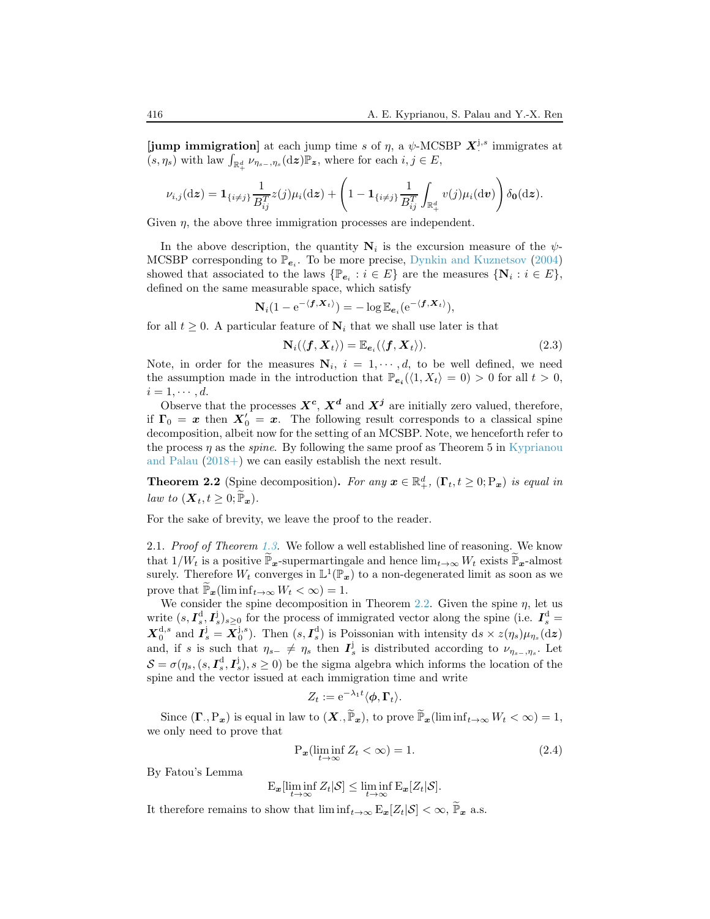**[jump immigration]** at each jump time $s$ of $\eta$, a $\psi$-MCSBP $\boldsymbol{X}_{\cdot}^{\mathrm{j},s}$ immigrates at $(s, \eta_s)$ with law $\int_{\mathbb{R}_+^d} \nu_{\eta_{s-},\eta_s}(\mathrm{d}\boldsymbol{z})\mathbb{P}_{\boldsymbol{z}}$, where for each $i, j \in E$,

$$\nu_{i,j}(\mathrm{d}\boldsymbol{z}) = \mathbf{1}_{\{i\neq j\}} \frac{1}{B_{ij}^T} z(j)\mu_i(\mathrm{d}\boldsymbol{z}) + \left(1 - \mathbf{1}_{\{i\neq j\}} \frac{1}{B_{ij}^T} \int_{\mathbb{R}_+^d} v(j)\mu_i(\mathrm{d}\boldsymbol{v})\right)\delta_{\mathbf{0}}(\mathrm{d}\boldsymbol{z}).$$

Given $\eta$, the above three immigration processes are independent.

In the above description, the quantity $\mathbf{N}_i$ is the excursion measure of the $\psi$-MCSBP corresponding to $\mathbb{P}_{\boldsymbol{e}_i}$. To be more precise, Dynkin and Kuznetsov (2004) showed that associated to the laws $\{\mathbb{P}_{\boldsymbol{e}_i} : i \in E\}$ are the measures $\{\mathbf{N}_i : i \in E\}$, defined on the same measurable space, which satisfy

$$\mathbf{N}_i(1 - \mathrm{e}^{-\langle \boldsymbol{f}, \boldsymbol{X}_t\rangle}) = -\log \mathbb{E}_{\boldsymbol{e}_i}(\mathrm{e}^{-\langle \boldsymbol{f}, \boldsymbol{X}_t\rangle}),$$

for all $t \geq 0$. A particular feature of $\mathbf{N}_i$ that we shall use later is that

$$\mathbf{N}_i(\langle \boldsymbol{f}, \boldsymbol{X}_t\rangle) = \mathbb{E}_{\boldsymbol{e}_i}(\langle \boldsymbol{f}, \boldsymbol{X}_t\rangle). \tag{2.3}$$

Note, in order for the measures $\mathbf{N}_i$, $i = 1, \cdots, d$, to be well defined, we need the assumption made in the introduction that $\mathbb{P}_{\boldsymbol{e}_i}(\langle 1, X_t\rangle = 0) > 0$ for all $t > 0$, $i = 1, \cdots, d$.

Observe that the processes $\boldsymbol{X}^{\boldsymbol{c}}$, $\boldsymbol{X}^{\boldsymbol{d}}$ and $\boldsymbol{X}^{\boldsymbol{j}}$ are initially zero valued, therefore, if $\boldsymbol{\Gamma}_0 = \boldsymbol{x}$ then $\boldsymbol{X}'_0 = \boldsymbol{x}$. The following result corresponds to a classical spine decomposition, albeit now for the setting of an MCSBP. Note, we henceforth refer to the process $\eta$ as the *spine*. By following the same proof as Theorem 5 in Kyprianou and Palau (2018+) we can easily establish the next result.

**Theorem 2.2** (Spine decomposition). *For any $\boldsymbol{x} \in \mathbb{R}_+^d$, $(\boldsymbol{\Gamma}_t, t \geq 0; \mathrm{P}_{\boldsymbol{x}})$ is equal in law to $(\boldsymbol{X}_t, t \geq 0; \widetilde{\mathbb{P}}_{\boldsymbol{x}})$.*

For the sake of brevity, we leave the proof to the reader.

2.1. *Proof of Theorem 1.3.* We follow a well established line of reasoning. We know that $1/W_t$ is a positive $\widetilde{\mathbb{P}}_{\boldsymbol{x}}$-supermartingale and hence $\lim_{t\to\infty} W_t$ exists $\widetilde{\mathbb{P}}_{\boldsymbol{x}}$-almost surely. Therefore $W_t$ converges in $\mathbb{L}^1(\mathbb{P}_{\boldsymbol{x}})$ to a non-degenerated limit as soon as we prove that $\widetilde{\mathbb{P}}_{\boldsymbol{x}}(\liminf_{t\to\infty} W_t < \infty) = 1$.

We consider the spine decomposition in Theorem 2.2. Given the spine $\eta$, let us write $(s, \boldsymbol{I}_s^{\mathrm{d}}, \boldsymbol{I}_s^{\mathrm{j}})_{s\geq 0}$ for the process of immigrated vector along the spine (i.e. $\boldsymbol{I}_s^{\mathrm{d}} = \boldsymbol{X}_0^{\mathrm{d},s}$ and $\boldsymbol{I}_s^{\mathrm{j}} = \boldsymbol{X}_0^{\mathrm{j},s}$). Then $(s, \boldsymbol{I}_s^{\mathrm{d}})$ is Poissonian with intensity $\mathrm{d}s \times z(\eta_s)\mu_{\eta_s}(\mathrm{d}\boldsymbol{z})$ and, if $s$ is such that $\eta_{s-} \neq \eta_s$ then $\boldsymbol{I}_s^{\mathrm{j}}$ is distributed according to $\nu_{\eta_{s-},\eta_s}$. Let $\mathcal{S} = \sigma(\eta_s, (s, \boldsymbol{I}_s^{\mathrm{d}}, \boldsymbol{I}_s^{\mathrm{j}}), s \geq 0)$ be the sigma algebra which informs the location of the spine and the vector issued at each immigration time and write

$$Z_t := \mathrm{e}^{-\lambda_1 t}\langle \boldsymbol{\phi}, \boldsymbol{\Gamma}_t\rangle.$$

Since $(\boldsymbol{\Gamma}_{\cdot}, \mathrm{P}_{\boldsymbol{x}})$ is equal in law to $(\boldsymbol{X}_{\cdot}, \widetilde{\mathbb{P}}_{\boldsymbol{x}})$, to prove $\widetilde{\mathbb{P}}_{\boldsymbol{x}}(\liminf_{t\to\infty} W_t < \infty) = 1$, we only need to prove that

$$\mathrm{P}_{\boldsymbol{x}}(\liminf_{t\to\infty} Z_t < \infty) = 1. \tag{2.4}$$

By Fatou's Lemma

$$\mathrm{E}_{\boldsymbol{x}}[\liminf_{t\to\infty} Z_t|\mathcal{S}] \leq \liminf_{t\to\infty} \mathrm{E}_{\boldsymbol{x}}[Z_t|\mathcal{S}].$$

It therefore remains to show that $\liminf_{t\to\infty} \mathrm{E}_{\boldsymbol{x}}[Z_t|\mathcal{S}] < \infty$, $\widetilde{\mathbb{P}}_{\boldsymbol{x}}$ a.s.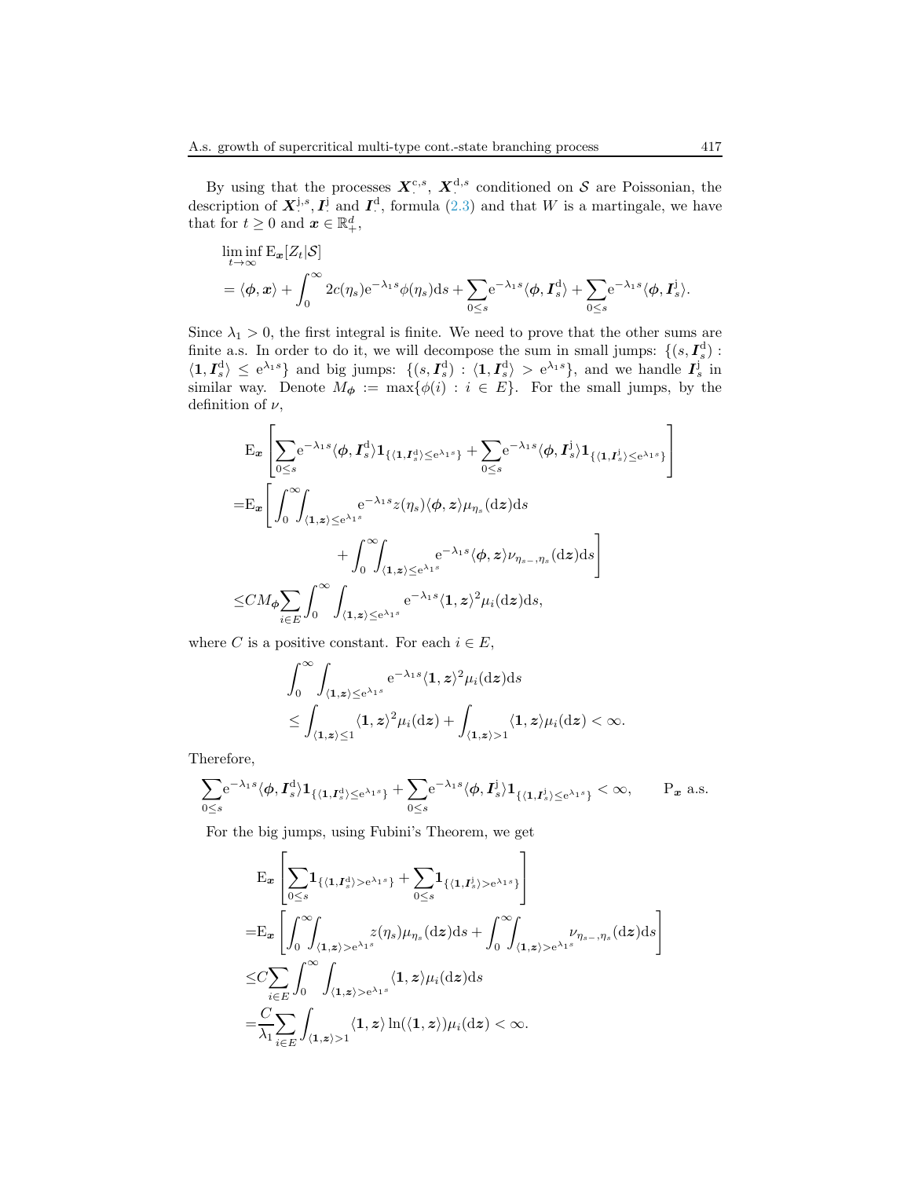By using that the processes $\boldsymbol{X}^{\mathrm{c},s}_{\cdot}$, $\boldsymbol{X}^{\mathrm{d},s}_{\cdot}$ conditioned on $\mathcal{S}$ are Poissonian, the description of $\boldsymbol{X}^{\mathrm{j},s}_{\cdot}, \boldsymbol{I}^{\mathrm{j}}_{\cdot}$ and $\boldsymbol{I}^{\mathrm{d}}_{\cdot}$, formula (2.3) and that $W$ is a martingale, we have that for $t \geq 0$ and $\boldsymbol{x} \in \mathbb{R}^d_+$,

$$
\begin{aligned}
&\liminf_{t\to\infty} \mathrm{E}_{\boldsymbol{x}}[Z_t|\mathcal{S}] \\
&= \langle \boldsymbol{\phi}, \boldsymbol{x}\rangle + \int_0^\infty 2c(\eta_s)\mathrm{e}^{-\lambda_1 s}\phi(\eta_s)\mathrm{d}s + \sum_{0\leq s}\mathrm{e}^{-\lambda_1 s}\langle \boldsymbol{\phi}, \boldsymbol{I}^{\mathrm{d}}_s\rangle + \sum_{0\leq s}\mathrm{e}^{-\lambda_1 s}\langle \boldsymbol{\phi}, \boldsymbol{I}^{\mathrm{j}}_s\rangle.
\end{aligned}
$$

Since $\lambda_1 > 0$, the first integral is finite. We need to prove that the other sums are finite a.s. In order to do it, we will decompose the sum in small jumps: $\{(s, \boldsymbol{I}^{\mathrm{d}}_s) : \langle \boldsymbol{1}, \boldsymbol{I}^{\mathrm{d}}_s\rangle \leq \mathrm{e}^{\lambda_1 s}\}$ and big jumps: $\{(s, \boldsymbol{I}^{\mathrm{d}}_s) : \langle \boldsymbol{1}, \boldsymbol{I}^{\mathrm{d}}_s\rangle > \mathrm{e}^{\lambda_1 s}\}$, and we handle $\boldsymbol{I}^{\mathrm{j}}_s$ in similar way. Denote $M_{\boldsymbol{\phi}} := \max\{\phi(i) : i \in E\}$. For the small jumps, by the definition of $\nu$,

$$
\begin{aligned}
&\mathrm{E}_{\boldsymbol{x}}\left[\sum_{0\leq s}\mathrm{e}^{-\lambda_1 s}\langle \boldsymbol{\phi}, \boldsymbol{I}^{\mathrm{d}}_s\rangle \boldsymbol{1}_{\{\langle \boldsymbol{1}, \boldsymbol{I}^{\mathrm{d}}_s\rangle \leq \mathrm{e}^{\lambda_1 s}\}} + \sum_{0\leq s}\mathrm{e}^{-\lambda_1 s}\langle \boldsymbol{\phi}, \boldsymbol{I}^{\mathrm{j}}_s\rangle \boldsymbol{1}_{\{\langle \boldsymbol{1}, \boldsymbol{I}^{\mathrm{j}}_s\rangle \leq \mathrm{e}^{\lambda_1 s}\}}\right] \\
=&\mathrm{E}_{\boldsymbol{x}}\Bigg[\int_0^\infty\int_{\langle \boldsymbol{1}, \boldsymbol{z}\rangle \leq \mathrm{e}^{\lambda_1 s}} \mathrm{e}^{-\lambda_1 s} z(\eta_s)\langle \boldsymbol{\phi}, \boldsymbol{z}\rangle \mu_{\eta_s}(\mathrm{d}\boldsymbol{z})\mathrm{d}s \\
&\qquad\qquad + \int_0^\infty\int_{\langle \boldsymbol{1}, \boldsymbol{z}\rangle \leq \mathrm{e}^{\lambda_1 s}} \mathrm{e}^{-\lambda_1 s}\langle \boldsymbol{\phi}, \boldsymbol{z}\rangle \nu_{\eta_{s-},\eta_s}(\mathrm{d}\boldsymbol{z})\mathrm{d}s\Bigg] \\
\leq& CM_{\boldsymbol{\phi}}\sum_{i\in E}\int_0^\infty \int_{\langle \boldsymbol{1}, \boldsymbol{z}\rangle \leq \mathrm{e}^{\lambda_1 s}} \mathrm{e}^{-\lambda_1 s}\langle \boldsymbol{1}, \boldsymbol{z}\rangle^2 \mu_i(\mathrm{d}\boldsymbol{z})\mathrm{d}s,
\end{aligned}
$$

where $C$ is a positive constant. For each $i \in E$,

$$
\begin{aligned}
&\int_0^\infty \int_{\langle \boldsymbol{1}, \boldsymbol{z}\rangle \leq \mathrm{e}^{\lambda_1 s}} \mathrm{e}^{-\lambda_1 s}\langle \boldsymbol{1}, \boldsymbol{z}\rangle^2 \mu_i(\mathrm{d}\boldsymbol{z})\mathrm{d}s \\
&\leq \int_{\langle \boldsymbol{1}, \boldsymbol{z}\rangle \leq 1}\langle \boldsymbol{1}, \boldsymbol{z}\rangle^2 \mu_i(\mathrm{d}\boldsymbol{z}) + \int_{\langle \boldsymbol{1}, \boldsymbol{z}\rangle > 1}\langle \boldsymbol{1}, \boldsymbol{z}\rangle \mu_i(\mathrm{d}\boldsymbol{z}) < \infty.
\end{aligned}
$$

Therefore,

$$
\sum_{0\leq s}\mathrm{e}^{-\lambda_1 s}\langle \boldsymbol{\phi}, \boldsymbol{I}^{\mathrm{d}}_s\rangle \boldsymbol{1}_{\{\langle \boldsymbol{1}, \boldsymbol{I}^{\mathrm{d}}_s\rangle \leq \mathrm{e}^{\lambda_1 s}\}} + \sum_{0\leq s}\mathrm{e}^{-\lambda_1 s}\langle \boldsymbol{\phi}, \boldsymbol{I}^{\mathrm{j}}_s\rangle \boldsymbol{1}_{\{\langle \boldsymbol{1}, \boldsymbol{I}^{\mathrm{j}}_s\rangle \leq \mathrm{e}^{\lambda_1 s}\}} < \infty, \qquad \mathrm{P}_{\boldsymbol{x}} \text{ a.s.}
$$

For the big jumps, using Fubini's Theorem, we get

$$
\begin{aligned}
&\mathrm{E}_{\boldsymbol{x}}\left[\sum_{0\leq s}\boldsymbol{1}_{\{\langle \boldsymbol{1}, \boldsymbol{I}^{\mathrm{d}}_s\rangle > \mathrm{e}^{\lambda_1 s}\}} + \sum_{0\leq s}\boldsymbol{1}_{\{\langle \boldsymbol{1}, \boldsymbol{I}^{\mathrm{j}}_s\rangle > \mathrm{e}^{\lambda_1 s}\}}\right] \\
=&\mathrm{E}_{\boldsymbol{x}}\left[\int_0^\infty\int_{\langle \boldsymbol{1}, \boldsymbol{z}\rangle > \mathrm{e}^{\lambda_1 s}} z(\eta_s)\mu_{\eta_s}(\mathrm{d}\boldsymbol{z})\mathrm{d}s + \int_0^\infty\int_{\langle \boldsymbol{1}, \boldsymbol{z}\rangle > \mathrm{e}^{\lambda_1 s}} \nu_{\eta_{s-},\eta_s}(\mathrm{d}\boldsymbol{z})\mathrm{d}s\right] \\
\leq& C\sum_{i\in E}\int_0^\infty \int_{\langle \boldsymbol{1}, \boldsymbol{z}\rangle > \mathrm{e}^{\lambda_1 s}} \langle \boldsymbol{1}, \boldsymbol{z}\rangle \mu_i(\mathrm{d}\boldsymbol{z})\mathrm{d}s \\
=& \frac{C}{\lambda_1}\sum_{i\in E}\int_{\langle \boldsymbol{1}, \boldsymbol{z}\rangle > 1}\langle \boldsymbol{1}, \boldsymbol{z}\rangle \ln(\langle \boldsymbol{1}, \boldsymbol{z}\rangle)\mu_i(\mathrm{d}\boldsymbol{z}) < \infty.
\end{aligned}
$$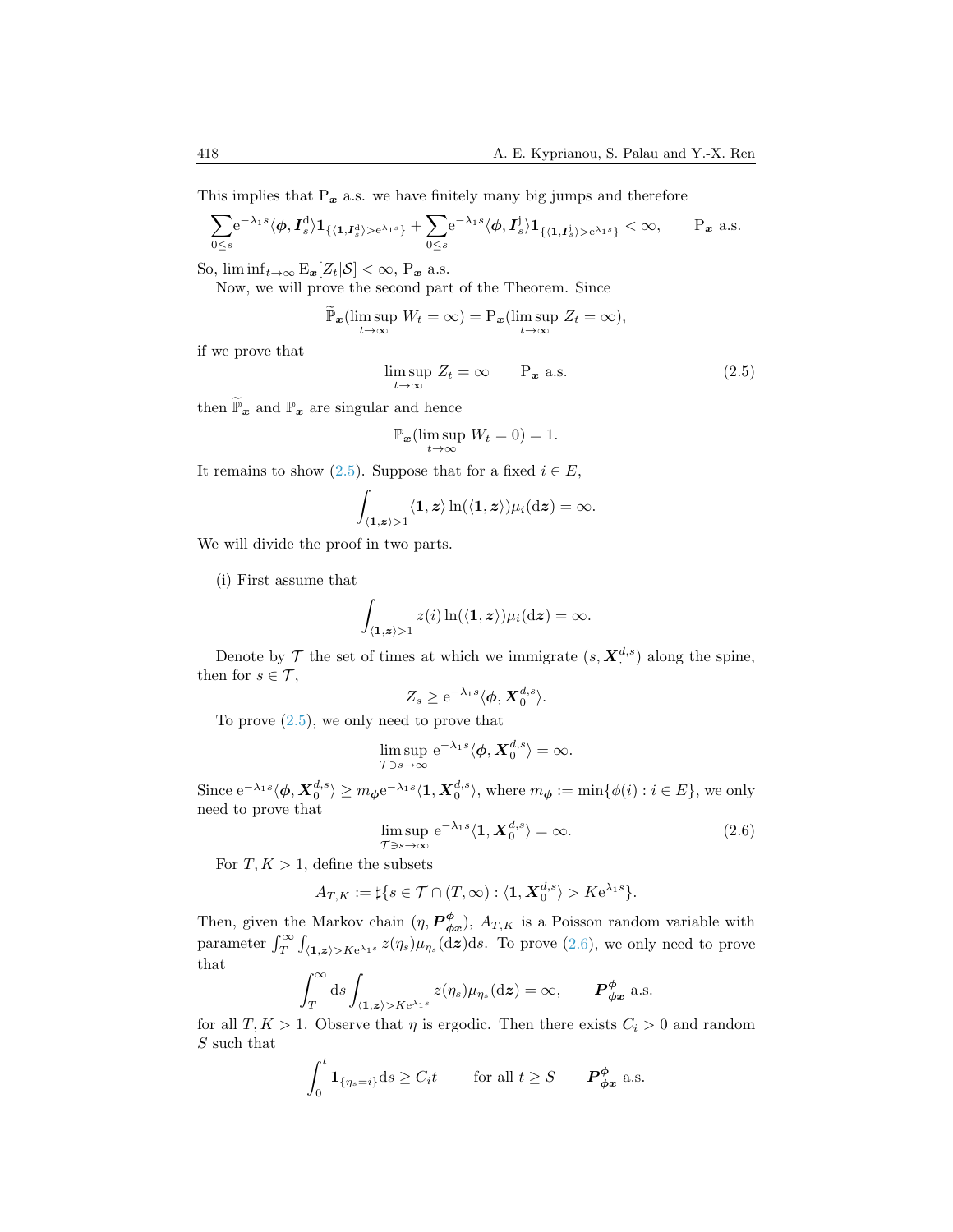This implies that $\mathrm{P}_{\boldsymbol{x}}$ a.s. we have finitely many big jumps and therefore

$$\sum_{0\le s} \mathrm{e}^{-\lambda_1 s}\langle \boldsymbol{\phi}, \boldsymbol{I}^{\mathrm{d}}_s\rangle \mathbf{1}_{\{\langle \mathbf{1}, \boldsymbol{I}^{\mathrm{d}}_s\rangle > \mathrm{e}^{\lambda_1 s}\}} + \sum_{0\le s} \mathrm{e}^{-\lambda_1 s}\langle \boldsymbol{\phi}, \boldsymbol{I}^{\mathrm{j}}_s\rangle \mathbf{1}_{\{\langle \mathbf{1}, \boldsymbol{I}^{\mathrm{j}}_s\rangle > \mathrm{e}^{\lambda_1 s}\}} < \infty, \qquad \mathrm{P}_{\boldsymbol{x}} \text{ a.s.}$$

So, $\liminf_{t\to\infty} \mathrm{E}_{\boldsymbol{x}}[Z_t|\mathcal{S}] < \infty$, $\mathrm{P}_{\boldsymbol{x}}$ a.s.

Now, we will prove the second part of the Theorem. Since

$$\widetilde{\mathbb{P}}_{\boldsymbol{x}}(\limsup_{t\to\infty} W_t = \infty) = \mathrm{P}_{\boldsymbol{x}}(\limsup_{t\to\infty} Z_t = \infty),$$

if we prove that

$$\limsup_{t\to\infty} Z_t = \infty \qquad \mathrm{P}_{\boldsymbol{x}} \text{ a.s.} \tag{2.5}$$

then $\widetilde{\mathbb{P}}_{\boldsymbol{x}}$ and $\mathbb{P}_{\boldsymbol{x}}$ are singular and hence

$$\mathbb{P}_{\boldsymbol{x}}(\limsup_{t\to\infty} W_t = 0) = 1.$$

It remains to show (2.5). Suppose that for a fixed $i \in E$,

$$\int_{\langle \mathbf{1}, \boldsymbol{z}\rangle > 1} \langle \mathbf{1}, \boldsymbol{z}\rangle \ln(\langle \mathbf{1}, \boldsymbol{z}\rangle)\mu_i(\mathrm{d}\boldsymbol{z}) = \infty.$$

We will divide the proof in two parts.

(i) First assume that

$$\int_{\langle \mathbf{1}, \boldsymbol{z}\rangle > 1} z(i) \ln(\langle \mathbf{1}, \boldsymbol{z}\rangle)\mu_i(\mathrm{d}\boldsymbol{z}) = \infty.$$

Denote by $\mathcal{T}$ the set of times at which we immigrate $(s, \boldsymbol{X}^{d,s}_{\cdot})$ along the spine, then for $s \in \mathcal{T}$,

$$Z_s \ge \mathrm{e}^{-\lambda_1 s}\langle \boldsymbol{\phi}, \boldsymbol{X}^{d,s}_0\rangle.$$

To prove (2.5), we only need to prove that

$$\limsup_{\mathcal{T}\ni s\to\infty} \mathrm{e}^{-\lambda_1 s}\langle \boldsymbol{\phi}, \boldsymbol{X}^{d,s}_0\rangle = \infty.$$

Since $\mathrm{e}^{-\lambda_1 s}\langle \boldsymbol{\phi}, \boldsymbol{X}^{d,s}_0\rangle \ge m_{\boldsymbol{\phi}}\mathrm{e}^{-\lambda_1 s}\langle \mathbf{1}, \boldsymbol{X}^{d,s}_0\rangle$, where $m_{\boldsymbol{\phi}} := \min\{\phi(i) : i \in E\}$, we only need to prove that

$$\limsup_{\mathcal{T}\ni s\to\infty} \mathrm{e}^{-\lambda_1 s}\langle \mathbf{1}, \boldsymbol{X}^{d,s}_0\rangle = \infty. \tag{2.6}$$

For $T, K > 1$, define the subsets

$$A_{T,K} := \sharp\{s \in \mathcal{T} \cap (T, \infty) : \langle \mathbf{1}, \boldsymbol{X}^{d,s}_0\rangle > K\mathrm{e}^{\lambda_1 s}\}.$$

Then, given the Markov chain $(\eta, \boldsymbol{P}^{\boldsymbol{\phi}}_{\boldsymbol{\phi x}})$, $A_{T,K}$ is a Poisson random variable with parameter $\int_T^\infty \int_{\langle \mathbf{1}, \boldsymbol{z}\rangle > K\mathrm{e}^{\lambda_1 s}} z(\eta_s)\mu_{\eta_s}(\mathrm{d}\boldsymbol{z})\mathrm{d}s$. To prove (2.6), we only need to prove that

$$\int_T^\infty \mathrm{d}s \int_{\langle \mathbf{1}, \boldsymbol{z}\rangle > K\mathrm{e}^{\lambda_1 s}} z(\eta_s)\mu_{\eta_s}(\mathrm{d}\boldsymbol{z}) = \infty, \qquad \boldsymbol{P}^{\boldsymbol{\phi}}_{\boldsymbol{\phi x}} \text{ a.s.}$$

for all $T, K > 1$. Observe that $\eta$ is ergodic. Then there exists $C_i > 0$ and random $S$ such that

$$\int_0^t \mathbf{1}_{\{\eta_s = i\}}\mathrm{d}s \ge C_i t \qquad \text{for all } t \ge S \qquad \boldsymbol{P}^{\boldsymbol{\phi}}_{\boldsymbol{\phi x}} \text{ a.s.}$$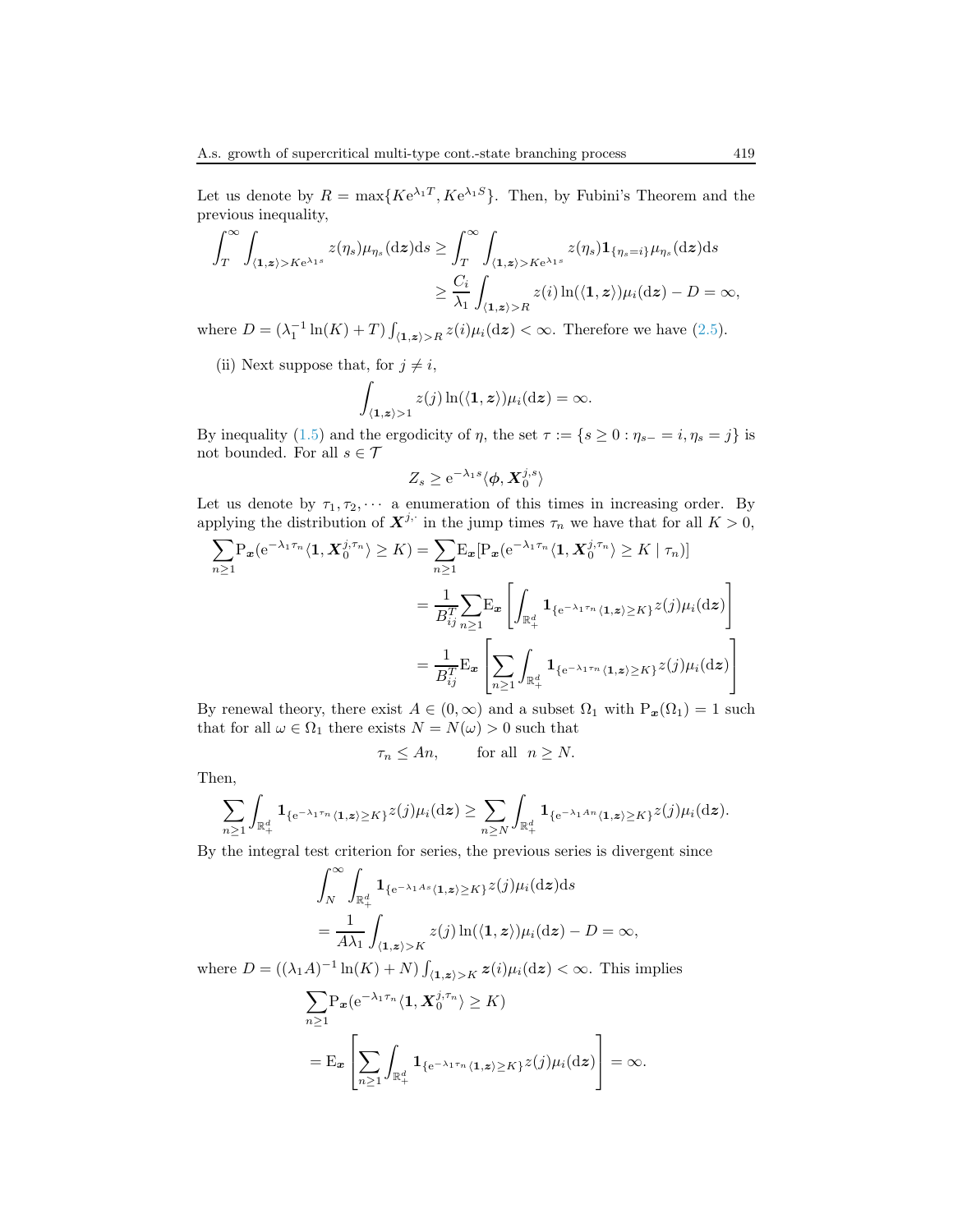Let us denote by $R = \max\{K\mathrm{e}^{\lambda_1 T}, K\mathrm{e}^{\lambda_1 S}\}$. Then, by Fubini's Theorem and the previous inequality,

$$
\begin{aligned}
\int_T^\infty \int_{\langle \mathbf{1}, \boldsymbol{z}\rangle > K\mathrm{e}^{\lambda_1 s}} z(\eta_s)\mu_{\eta_s}(\mathrm{d}\boldsymbol{z})\mathrm{d}s &\geq \int_T^\infty \int_{\langle \mathbf{1}, \boldsymbol{z}\rangle > K\mathrm{e}^{\lambda_1 s}} z(\eta_s)\mathbf{1}_{\{\eta_s = i\}}\mu_{\eta_s}(\mathrm{d}\boldsymbol{z})\mathrm{d}s \\
&\geq \frac{C_i}{\lambda_1}\int_{\langle \mathbf{1}, \boldsymbol{z}\rangle > R} z(i)\ln(\langle \mathbf{1}, \boldsymbol{z}\rangle)\mu_i(\mathrm{d}\boldsymbol{z}) - D = \infty,
\end{aligned}
$$

where $D = (\lambda_1^{-1}\ln(K) + T)\int_{\langle \mathbf{1}, \boldsymbol{z}\rangle > R} z(i)\mu_i(\mathrm{d}\boldsymbol{z}) < \infty$. Therefore we have (2.5).

(ii) Next suppose that, for $j \neq i$,

$$
\int_{\langle \mathbf{1}, \boldsymbol{z}\rangle > 1} z(j)\ln(\langle \mathbf{1}, \boldsymbol{z}\rangle)\mu_i(\mathrm{d}\boldsymbol{z}) = \infty.
$$

By inequality (1.5) and the ergodicity of $\eta$, the set $\tau := \{s \geq 0 : \eta_{s-} = i, \eta_s = j\}$ is not bounded. For all $s \in \mathcal{T}$

$$
Z_s \geq \mathrm{e}^{-\lambda_1 s}\langle \boldsymbol{\phi}, \boldsymbol{X}_0^{j,s}\rangle
$$

Let us denote by $\tau_1, \tau_2, \cdots$ a enumeration of this times in increasing order. By applying the distribution of $\boldsymbol{X}^{j,\cdot}$ in the jump times $\tau_n$ we have that for all $K > 0$,

$$
\begin{aligned}
\sum_{n\geq 1}\mathrm{P}_{\boldsymbol{x}}(\mathrm{e}^{-\lambda_1 \tau_n}\langle \mathbf{1}, \boldsymbol{X}_0^{j,\tau_n}\rangle \geq K) &= \sum_{n\geq 1}\mathrm{E}_{\boldsymbol{x}}[\mathrm{P}_{\boldsymbol{x}}(\mathrm{e}^{-\lambda_1 \tau_n}\langle \mathbf{1}, \boldsymbol{X}_0^{j,\tau_n}\rangle \geq K \mid \tau_n)] \\
&= \frac{1}{B_{ij}^T}\sum_{n\geq 1}\mathrm{E}_{\boldsymbol{x}}\left[\int_{\mathbb{R}_+^d}\mathbf{1}_{\{\mathrm{e}^{-\lambda_1 \tau_n}\langle \mathbf{1}, \boldsymbol{z}\rangle \geq K\}}z(j)\mu_i(\mathrm{d}\boldsymbol{z})\right] \\
&= \frac{1}{B_{ij}^T}\mathrm{E}_{\boldsymbol{x}}\left[\sum_{n\geq 1}\int_{\mathbb{R}_+^d}\mathbf{1}_{\{\mathrm{e}^{-\lambda_1 \tau_n}\langle \mathbf{1}, \boldsymbol{z}\rangle \geq K\}}z(j)\mu_i(\mathrm{d}\boldsymbol{z})\right]
\end{aligned}
$$

By renewal theory, there exist $A \in (0, \infty)$ and a subset $\Omega_1$ with $\mathrm{P}_{\boldsymbol{x}}(\Omega_1) = 1$ such that for all $\omega \in \Omega_1$ there exists $N = N(\omega) > 0$ such that

$$
\tau_n \leq An, \qquad \text{for all } \ n \geq N.
$$

Then,

$$
\sum_{n\geq 1}\int_{\mathbb{R}_+^d}\mathbf{1}_{\{\mathrm{e}^{-\lambda_1 \tau_n}\langle \mathbf{1}, \boldsymbol{z}\rangle \geq K\}}z(j)\mu_i(\mathrm{d}\boldsymbol{z}) \geq \sum_{n\geq N}\int_{\mathbb{R}_+^d}\mathbf{1}_{\{\mathrm{e}^{-\lambda_1 An}\langle \mathbf{1}, \boldsymbol{z}\rangle \geq K\}}z(j)\mu_i(\mathrm{d}\boldsymbol{z}).
$$

By the integral test criterion for series, the previous series is divergent since

$$
\begin{aligned}
&\int_N^\infty \int_{\mathbb{R}_+^d}\mathbf{1}_{\{\mathrm{e}^{-\lambda_1 As}\langle \mathbf{1}, \boldsymbol{z}\rangle \geq K\}}z(j)\mu_i(\mathrm{d}\boldsymbol{z})\mathrm{d}s \\
&\quad = \frac{1}{A\lambda_1}\int_{\langle \mathbf{1}, \boldsymbol{z}\rangle > K} z(j)\ln(\langle \mathbf{1}, \boldsymbol{z}\rangle)\mu_i(\mathrm{d}\boldsymbol{z}) - D = \infty,
\end{aligned}
$$

where $D = ((\lambda_1 A)^{-1}\ln(K) + N)\int_{\langle \mathbf{1}, \boldsymbol{z}\rangle > K} \boldsymbol{z}(i)\mu_i(\mathrm{d}\boldsymbol{z}) < \infty$. This implies

$$
\begin{aligned}
&\sum_{n\geq 1}\mathrm{P}_{\boldsymbol{x}}(\mathrm{e}^{-\lambda_1 \tau_n}\langle \mathbf{1}, \boldsymbol{X}_0^{j,\tau_n}\rangle \geq K) \\
&= \mathrm{E}_{\boldsymbol{x}}\left[\sum_{n\geq 1}\int_{\mathbb{R}_+^d}\mathbf{1}_{\{\mathrm{e}^{-\lambda_1 \tau_n}\langle \mathbf{1}, \boldsymbol{z}\rangle \geq K\}}z(j)\mu_i(\mathrm{d}\boldsymbol{z})\right] = \infty.
\end{aligned}
$$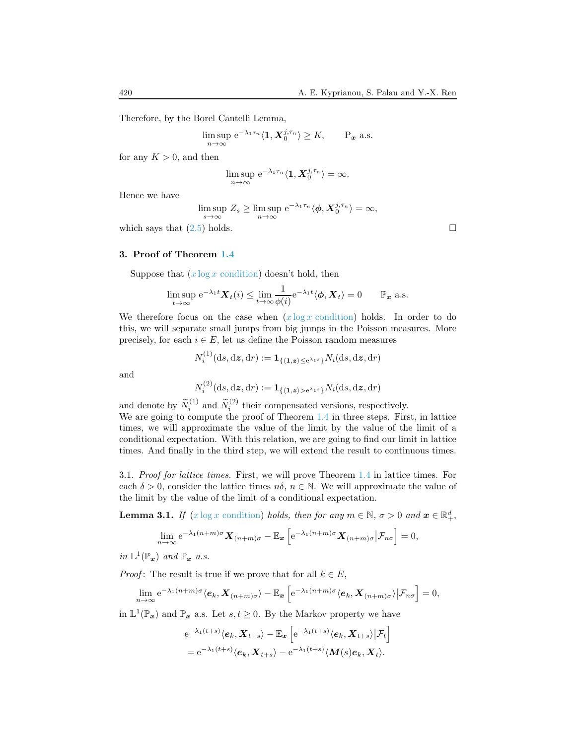Therefore, by the Borel Cantelli Lemma,

$$\limsup_{n\to\infty} \mathrm{e}^{-\lambda_1 \tau_n} \langle \mathbf{1}, \boldsymbol{X}_0^{j,\tau_n} \rangle \geq K, \qquad \mathrm{P}_{\boldsymbol{x}} \text{ a.s.}$$

for any $K > 0$, and then

$$\limsup_{n\to\infty} \mathrm{e}^{-\lambda_1 \tau_n} \langle \mathbf{1}, \boldsymbol{X}_0^{j,\tau_n} \rangle = \infty.$$

Hence we have

$$\limsup_{s\to\infty} Z_s \geq \limsup_{n\to\infty} \mathrm{e}^{-\lambda_1 \tau_n} \langle \boldsymbol{\phi}, \boldsymbol{X}_0^{j,\tau_n} \rangle = \infty,$$

which says that (2.5) holds. □

## 3. Proof of Theorem 1.4

Suppose that ($x \log x$ condition) doesn't hold, then

$$\limsup_{t\to\infty} \mathrm{e}^{-\lambda_1 t} \boldsymbol{X}_t(i) \leq \lim_{t\to\infty} \frac{1}{\phi(i)} \mathrm{e}^{-\lambda_1 t} \langle \boldsymbol{\phi}, \boldsymbol{X}_t \rangle = 0 \qquad \mathbb{P}_{\boldsymbol{x}} \text{ a.s.}$$

We therefore focus on the case when ($x \log x$ condition) holds. In order to do this, we will separate small jumps from big jumps in the Poisson measures. More precisely, for each $i \in E$, let us define the Poisson random measures

$$N_i^{(1)}(\mathrm{d}s, \mathrm{d}\boldsymbol{z}, \mathrm{d}r) := \mathbf{1}_{\{\langle \mathbf{1}, \boldsymbol{z} \rangle \leq \mathrm{e}^{\lambda_1 s}\}} N_i(\mathrm{d}s, \mathrm{d}\boldsymbol{z}, \mathrm{d}r)$$

and

$$N_i^{(2)}(\mathrm{d}s, \mathrm{d}\boldsymbol{z}, \mathrm{d}r) := \mathbf{1}_{\{\langle \mathbf{1}, \boldsymbol{z} \rangle > \mathrm{e}^{\lambda_1 s}\}} N_i(\mathrm{d}s, \mathrm{d}\boldsymbol{z}, \mathrm{d}r)$$

and denote by $\widetilde{N}_i^{(1)}$ and $\widetilde{N}_i^{(2)}$ their compensated versions, respectively.
We are going to compute the proof of Theorem 1.4 in three steps. First, in lattice times, we will approximate the value of the limit by the value of the limit of a conditional expectation. With this relation, we are going to find our limit in lattice times. And finally in the third step, we will extend the result to continuous times.

3.1. *Proof for lattice times.* First, we will prove Theorem 1.4 in lattice times. For each $\delta > 0$, consider the lattice times $n\delta$, $n \in \mathbb{N}$. We will approximate the value of the limit by the value of the limit of a conditional expectation.

**Lemma 3.1.** *If ($x \log x$ condition) holds, then for any $m \in \mathbb{N}$, $\sigma > 0$ and $\boldsymbol{x} \in \mathbb{R}_+^d$,*

$$\lim_{n\to\infty} \mathrm{e}^{-\lambda_1 (n+m)\sigma} \boldsymbol{X}_{(n+m)\sigma} - \mathbb{E}_{\boldsymbol{x}} \left[ \mathrm{e}^{-\lambda_1 (n+m)\sigma} \boldsymbol{X}_{(n+m)\sigma} \big| \mathcal{F}_{n\sigma} \right] = 0,$$

*in $\mathbb{L}^1(\mathbb{P}_{\boldsymbol{x}})$ and $\mathbb{P}_{\boldsymbol{x}}$ a.s.*

*Proof*: The result is true if we prove that for all $k \in E$,

$$\lim_{n\to\infty} \mathrm{e}^{-\lambda_1 (n+m)\sigma} \langle \boldsymbol{e}_k, \boldsymbol{X}_{(n+m)\sigma} \rangle - \mathbb{E}_{\boldsymbol{x}} \left[ \mathrm{e}^{-\lambda_1 (n+m)\sigma} \langle \boldsymbol{e}_k, \boldsymbol{X}_{(n+m)\sigma} \rangle \big| \mathcal{F}_{n\sigma} \right] = 0,$$

in $\mathbb{L}^1(\mathbb{P}_{\boldsymbol{x}})$ and $\mathbb{P}_{\boldsymbol{x}}$ a.s. Let $s, t \geq 0$. By the Markov property we have

$$\begin{aligned}
&\mathrm{e}^{-\lambda_1 (t+s)} \langle \boldsymbol{e}_k, \boldsymbol{X}_{t+s} \rangle - \mathbb{E}_{\boldsymbol{x}} \left[ \mathrm{e}^{-\lambda_1 (t+s)} \langle \boldsymbol{e}_k, \boldsymbol{X}_{t+s} \rangle \big| \mathcal{F}_t \right] \\
&= \mathrm{e}^{-\lambda_1 (t+s)} \langle \boldsymbol{e}_k, \boldsymbol{X}_{t+s} \rangle - \mathrm{e}^{-\lambda_1 (t+s)} \langle \boldsymbol{M}(s) \boldsymbol{e}_k, \boldsymbol{X}_t \rangle.
\end{aligned}$$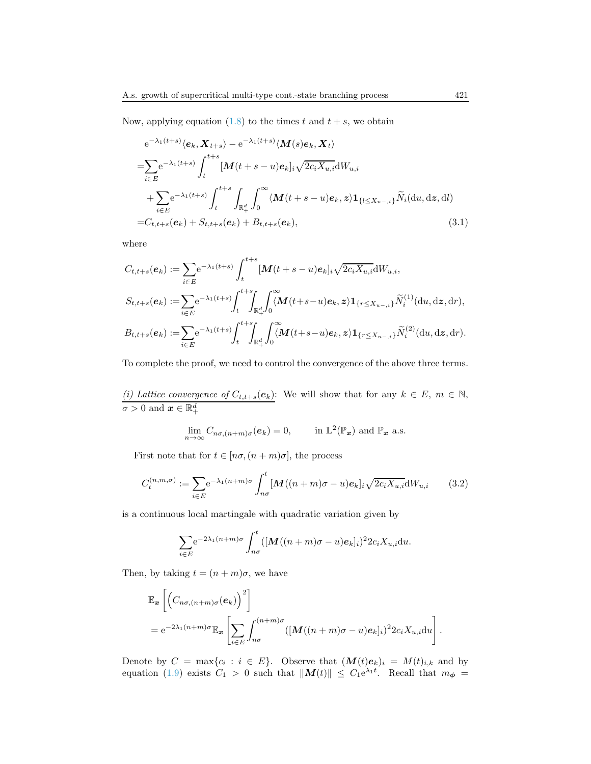Now, applying equation (1.8) to the times $t$ and $t+s$, we obtain

$$
\begin{aligned}
&\mathrm{e}^{-\lambda_1(t+s)}\langle \boldsymbol{e}_k, \boldsymbol{X}_{t+s}\rangle - \mathrm{e}^{-\lambda_1(t+s)}\langle \boldsymbol{M}(s)\boldsymbol{e}_k, \boldsymbol{X}_t\rangle \\
=&\sum_{i\in E}\mathrm{e}^{-\lambda_1(t+s)}\int_t^{t+s}[\boldsymbol{M}(t+s-u)\boldsymbol{e}_k]_i\sqrt{2c_iX_{u,i}}\mathrm{d}W_{u,i} \\
&+\sum_{i\in E}\mathrm{e}^{-\lambda_1(t+s)}\int_t^{t+s}\int_{\mathbb{R}_+^d}\int_0^\infty \langle \boldsymbol{M}(t+s-u)\boldsymbol{e}_k, \boldsymbol{z}\rangle \mathbf{1}_{\{l\le X_{u-,i}\}}\widetilde{N}_i(\mathrm{d}u,\mathrm{d}\boldsymbol{z},\mathrm{d}l) \\
=&C_{t,t+s}(\boldsymbol{e}_k)+S_{t,t+s}(\boldsymbol{e}_k)+B_{t,t+s}(\boldsymbol{e}_k), \qquad (3.1)
\end{aligned}
$$

where

$$
\begin{aligned}
C_{t,t+s}(\boldsymbol{e}_k) &:= \sum_{i\in E}\mathrm{e}^{-\lambda_1(t+s)}\int_t^{t+s}[\boldsymbol{M}(t+s-u)\boldsymbol{e}_k]_i\sqrt{2c_iX_{u,i}}\mathrm{d}W_{u,i}, \\
S_{t,t+s}(\boldsymbol{e}_k) &:= \sum_{i\in E}\mathrm{e}^{-\lambda_1(t+s)}\int_t^{t+s}\int_{\mathbb{R}_+^d}\int_0^\infty \langle \boldsymbol{M}(t+s-u)\boldsymbol{e}_k, \boldsymbol{z}\rangle \mathbf{1}_{\{r\le X_{u-,i}\}}\widetilde{N}_i^{(1)}(\mathrm{d}u,\mathrm{d}\boldsymbol{z},\mathrm{d}r), \\
B_{t,t+s}(\boldsymbol{e}_k) &:= \sum_{i\in E}\mathrm{e}^{-\lambda_1(t+s)}\int_t^{t+s}\int_{\mathbb{R}_+^d}\int_0^\infty \langle \boldsymbol{M}(t+s-u)\boldsymbol{e}_k, \boldsymbol{z}\rangle \mathbf{1}_{\{r\le X_{u-,i}\}}\widetilde{N}_i^{(2)}(\mathrm{d}u,\mathrm{d}\boldsymbol{z},\mathrm{d}r).
\end{aligned}
$$

To complete the proof, we need to control the convergence of the above three terms.

*(i) Lattice convergence of $C_{t,t+s}(\boldsymbol{e}_k)$*: We will show that for any $k\in E$, $m\in\mathbb{N}$, $\sigma>0$ and $\boldsymbol{x}\in\mathbb{R}_+^d$

$$
\lim_{n\to\infty} C_{n\sigma,(n+m)\sigma}(\boldsymbol{e}_k)=0, \qquad \text{in } \mathbb{L}^2(\mathbb{P}_{\boldsymbol{x}}) \text{ and } \mathbb{P}_{\boldsymbol{x}} \text{ a.s.}
$$

First note that for $t\in[n\sigma,(n+m)\sigma]$, the process

$$
C_t^{(n,m,\sigma)} := \sum_{i\in E}\mathrm{e}^{-\lambda_1(n+m)\sigma}\int_{n\sigma}^t [\boldsymbol{M}((n+m)\sigma-u)\boldsymbol{e}_k]_i\sqrt{2c_iX_{u,i}}\mathrm{d}W_{u,i} \qquad (3.2)
$$

is a continuous local martingale with quadratic variation given by

$$
\sum_{i\in E}\mathrm{e}^{-2\lambda_1(n+m)\sigma}\int_{n\sigma}^t ([\boldsymbol{M}((n+m)\sigma-u)\boldsymbol{e}_k]_i)^2 2c_iX_{u,i}\mathrm{d}u.
$$

Then, by taking $t=(n+m)\sigma$, we have

$$
\begin{aligned}
&\mathbb{E}_{\boldsymbol{x}}\left[\Big(C_{n\sigma,(n+m)\sigma}(\boldsymbol{e}_k)\Big)^2\right] \\
&=\mathrm{e}^{-2\lambda_1(n+m)\sigma}\mathbb{E}_{\boldsymbol{x}}\left[\sum_{i\in E}\int_{n\sigma}^{(n+m)\sigma}([\boldsymbol{M}((n+m)\sigma-u)\boldsymbol{e}_k]_i)^2 2c_iX_{u,i}\mathrm{d}u\right].
\end{aligned}
$$

Denote by $C=\max\{c_i : i\in E\}$. Observe that $(\boldsymbol{M}(t)\boldsymbol{e}_k)_i = M(t)_{i,k}$ and by equation (1.9) exists $C_1>0$ such that $\|\boldsymbol{M}(t)\|\le C_1\mathrm{e}^{\lambda_1 t}$. Recall that $m_{\boldsymbol{\phi}} =$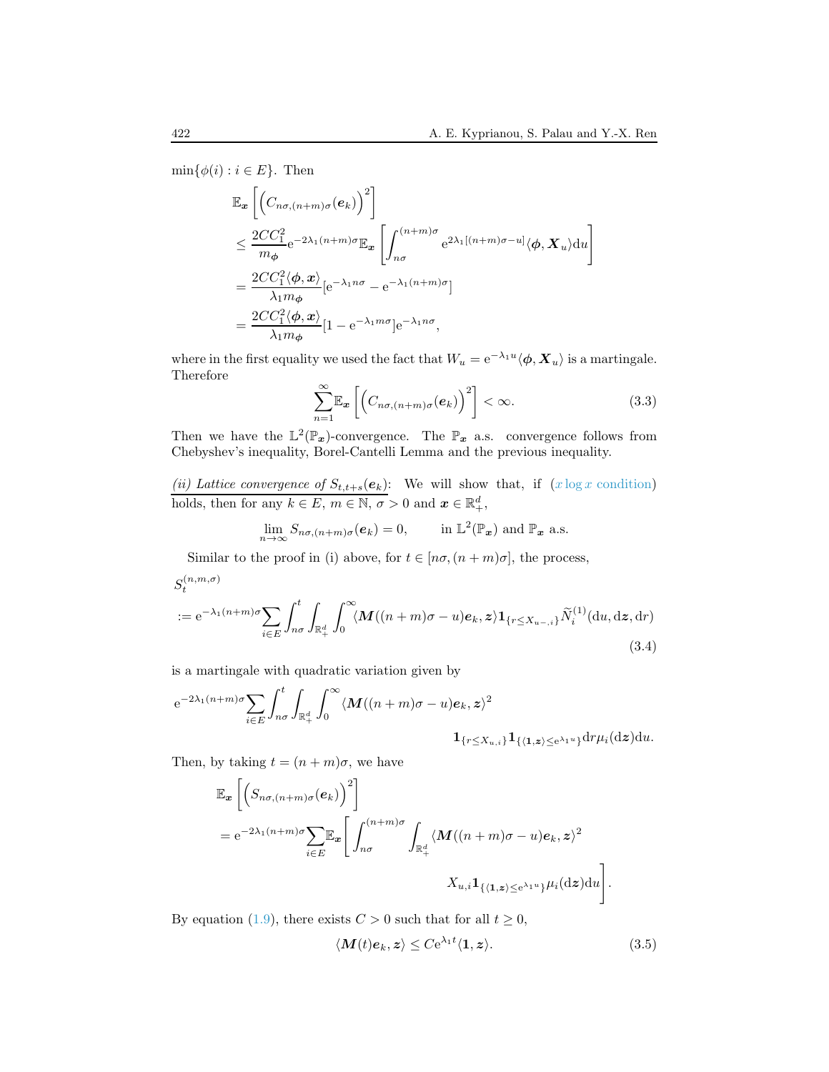$\min\{\phi(i) : i \in E\}$. Then

$$
\begin{aligned}
&\mathbb{E}_{\boldsymbol{x}}\left[\left(C_{n\sigma,(n+m)\sigma}(\boldsymbol{e}_k)\right)^2\right] \\
&\le \frac{2CC_1^2}{m_{\boldsymbol{\phi}}}\mathrm{e}^{-2\lambda_1(n+m)\sigma}\mathbb{E}_{\boldsymbol{x}}\left[\int_{n\sigma}^{(n+m)\sigma}\mathrm{e}^{2\lambda_1[(n+m)\sigma-u]}\langle\boldsymbol{\phi},\boldsymbol{X}_u\rangle\mathrm{d}u\right] \\
&= \frac{2CC_1^2\langle\boldsymbol{\phi},\boldsymbol{x}\rangle}{\lambda_1 m_{\boldsymbol{\phi}}}[\mathrm{e}^{-\lambda_1 n\sigma}-\mathrm{e}^{-\lambda_1(n+m)\sigma}] \\
&= \frac{2CC_1^2\langle\boldsymbol{\phi},\boldsymbol{x}\rangle}{\lambda_1 m_{\boldsymbol{\phi}}}[1-\mathrm{e}^{-\lambda_1 m\sigma}]\mathrm{e}^{-\lambda_1 n\sigma},
\end{aligned}
$$

where in the first equality we used the fact that $W_u = \mathrm{e}^{-\lambda_1 u}\langle\boldsymbol{\phi},\boldsymbol{X}_u\rangle$ is a martingale. Therefore

$$
\sum_{n=1}^{\infty}\mathbb{E}_{\boldsymbol{x}}\left[\left(C_{n\sigma,(n+m)\sigma}(\boldsymbol{e}_k)\right)^2\right] < \infty. \tag{3.3}
$$

Then we have the $\mathbb{L}^2(\mathbb{P}_{\boldsymbol{x}})$-convergence. The $\mathbb{P}_{\boldsymbol{x}}$ a.s. convergence follows from Chebyshev's inequality, Borel-Cantelli Lemma and the previous inequality.

*(ii) Lattice convergence of $S_{t,t+s}(\boldsymbol{e}_k)$*: We will show that, if ($x\log x$ condition) holds, then for any $k \in E$, $m \in \mathbb{N}$, $\sigma > 0$ and $\boldsymbol{x} \in \mathbb{R}_+^d$,

$$
\lim_{n\to\infty} S_{n\sigma,(n+m)\sigma}(\boldsymbol{e}_k) = 0, \qquad \text{in } \mathbb{L}^2(\mathbb{P}_{\boldsymbol{x}}) \text{ and } \mathbb{P}_{\boldsymbol{x}} \text{ a.s.}
$$

Similar to the proof in (i) above, for $t \in [n\sigma,(n+m)\sigma]$, the process,

$$
\begin{aligned}
&S_t^{(n,m,\sigma)} \\
&:= \mathrm{e}^{-\lambda_1(n+m)\sigma}\sum_{i\in E}\int_{n\sigma}^{t}\int_{\mathbb{R}_+^d}\int_0^\infty\langle\boldsymbol{M}((n+m)\sigma-u)\boldsymbol{e}_k,\boldsymbol{z}\rangle\mathbf{1}_{\{r\le X_{u-,i}\}}\widetilde{N}_i^{(1)}(\mathrm{d}u,\mathrm{d}\boldsymbol{z},\mathrm{d}r)
\end{aligned}
\tag{3.4}
$$

is a martingale with quadratic variation given by

$$
\mathrm{e}^{-2\lambda_1(n+m)\sigma}\sum_{i\in E}\int_{n\sigma}^{t}\int_{\mathbb{R}_+^d}\int_0^\infty\langle\boldsymbol{M}((n+m)\sigma-u)\boldsymbol{e}_k,\boldsymbol{z}\rangle^2 \mathbf{1}_{\{r\le X_{u,i}\}}\mathbf{1}_{\{\langle\mathbf{1},\boldsymbol{z}\rangle\le\mathrm{e}^{\lambda_1 u}\}}\mathrm{d}r\mu_i(\mathrm{d}\boldsymbol{z})\mathrm{d}u.
$$

Then, by taking $t = (n+m)\sigma$, we have

$$
\begin{aligned}
&\mathbb{E}_{\boldsymbol{x}}\left[\left(S_{n\sigma,(n+m)\sigma}(\boldsymbol{e}_k)\right)^2\right] \\
&= \mathrm{e}^{-2\lambda_1(n+m)\sigma}\sum_{i\in E}\mathbb{E}_{\boldsymbol{x}}\left[\int_{n\sigma}^{(n+m)\sigma}\int_{\mathbb{R}_+^d}\langle\boldsymbol{M}((n+m)\sigma-u)\boldsymbol{e}_k,\boldsymbol{z}\rangle^2 X_{u,i}\mathbf{1}_{\{\langle\mathbf{1},\boldsymbol{z}\rangle\le\mathrm{e}^{\lambda_1 u}\}}\mu_i(\mathrm{d}\boldsymbol{z})\mathrm{d}u\right].
\end{aligned}
$$

By equation (1.9), there exists $C > 0$ such that for all $t \ge 0$,

$$
\langle\boldsymbol{M}(t)\boldsymbol{e}_k,\boldsymbol{z}\rangle \le C\mathrm{e}^{\lambda_1 t}\langle\mathbf{1},\boldsymbol{z}\rangle. \tag{3.5}
$$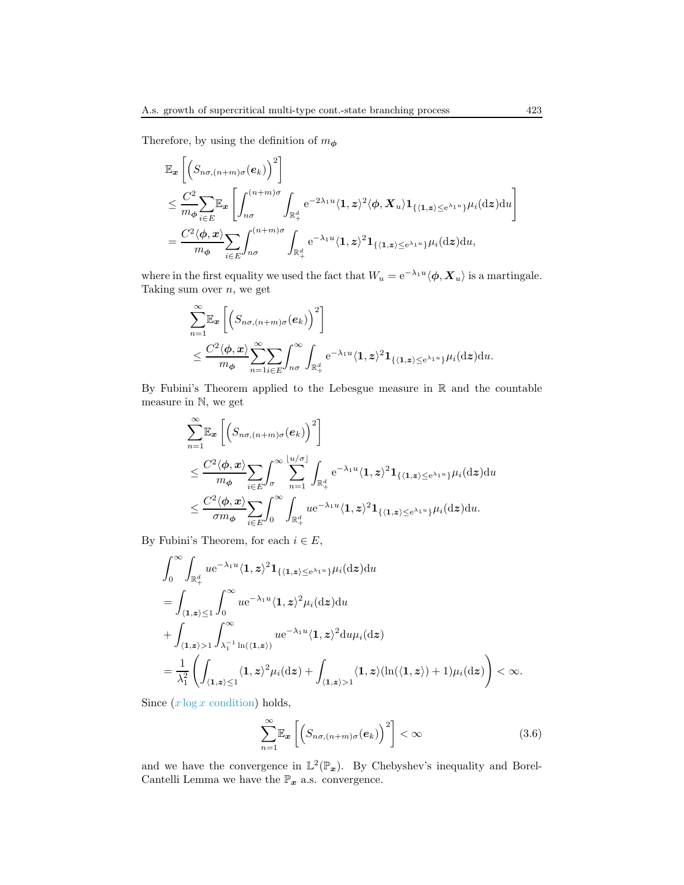Therefore, by using the definition of $m_{\boldsymbol{\phi}}$

$$
\begin{aligned}
&\mathbb{E}_{\boldsymbol{x}}\left[\left(S_{n\sigma,(n+m)\sigma}(\boldsymbol{e}_k)\right)^2\right] \\
&\leq \frac{C^2}{m_{\boldsymbol{\phi}}}\sum_{i\in E}\mathbb{E}_{\boldsymbol{x}}\left[\int_{n\sigma}^{(n+m)\sigma}\int_{\mathbb{R}_+^d}\mathrm{e}^{-2\lambda_1 u}\langle \mathbf{1},\boldsymbol{z}\rangle^2\langle\boldsymbol{\phi},\boldsymbol{X}_u\rangle\mathbf{1}_{\{\langle\mathbf{1},\boldsymbol{z}\rangle\leq \mathrm{e}^{\lambda_1 u}\}}\mu_i(\mathrm{d}\boldsymbol{z})\mathrm{d}u\right] \\
&= \frac{C^2\langle\boldsymbol{\phi},\boldsymbol{x}\rangle}{m_{\boldsymbol{\phi}}}\sum_{i\in E}\int_{n\sigma}^{(n+m)\sigma}\int_{\mathbb{R}_+^d}\mathrm{e}^{-\lambda_1 u}\langle\mathbf{1},\boldsymbol{z}\rangle^2\mathbf{1}_{\{\langle\mathbf{1},\boldsymbol{z}\rangle\leq\mathrm{e}^{\lambda_1 u}\}}\mu_i(\mathrm{d}\boldsymbol{z})\mathrm{d}u,
\end{aligned}
$$

where in the first equality we used the fact that $W_u = \mathrm{e}^{-\lambda_1 u}\langle\boldsymbol{\phi},\boldsymbol{X}_u\rangle$ is a martingale. Taking sum over $n$, we get

$$
\begin{aligned}
&\sum_{n=1}^{\infty}\mathbb{E}_{\boldsymbol{x}}\left[\left(S_{n\sigma,(n+m)\sigma}(\boldsymbol{e}_k)\right)^2\right] \\
&\leq \frac{C^2\langle\boldsymbol{\phi},\boldsymbol{x}\rangle}{m_{\boldsymbol{\phi}}}\sum_{n=1}^{\infty}\sum_{i\in E}\int_{n\sigma}^{\infty}\int_{\mathbb{R}_+^d}\mathrm{e}^{-\lambda_1 u}\langle\mathbf{1},\boldsymbol{z}\rangle^2\mathbf{1}_{\{\langle\mathbf{1},\boldsymbol{z}\rangle\leq\mathrm{e}^{\lambda_1 u}\}}\mu_i(\mathrm{d}\boldsymbol{z})\mathrm{d}u.
\end{aligned}
$$

By Fubini's Theorem applied to the Lebesgue measure in $\mathbb{R}$ and the countable measure in $\mathbb{N}$, we get

$$
\begin{aligned}
&\sum_{n=1}^{\infty}\mathbb{E}_{\boldsymbol{x}}\left[\left(S_{n\sigma,(n+m)\sigma}(\boldsymbol{e}_k)\right)^2\right] \\
&\leq \frac{C^2\langle\boldsymbol{\phi},\boldsymbol{x}\rangle}{m_{\boldsymbol{\phi}}}\sum_{i\in E}\int_{\sigma}^{\infty}\sum_{n=1}^{\lfloor u/\sigma\rfloor}\int_{\mathbb{R}_+^d}\mathrm{e}^{-\lambda_1 u}\langle\mathbf{1},\boldsymbol{z}\rangle^2\mathbf{1}_{\{\langle\mathbf{1},\boldsymbol{z}\rangle\leq\mathrm{e}^{\lambda_1 u}\}}\mu_i(\mathrm{d}\boldsymbol{z})\mathrm{d}u \\
&\leq \frac{C^2\langle\boldsymbol{\phi},\boldsymbol{x}\rangle}{\sigma m_{\boldsymbol{\phi}}}\sum_{i\in E}\int_{0}^{\infty}\int_{\mathbb{R}_+^d}u\mathrm{e}^{-\lambda_1 u}\langle\mathbf{1},\boldsymbol{z}\rangle^2\mathbf{1}_{\{\langle\mathbf{1},\boldsymbol{z}\rangle\leq\mathrm{e}^{\lambda_1 u}\}}\mu_i(\mathrm{d}\boldsymbol{z})\mathrm{d}u.
\end{aligned}
$$

By Fubini's Theorem, for each $i\in E$,

$$
\begin{aligned}
&\int_0^{\infty}\int_{\mathbb{R}_+^d}u\mathrm{e}^{-\lambda_1 u}\langle\mathbf{1},\boldsymbol{z}\rangle^2\mathbf{1}_{\{\langle\mathbf{1},\boldsymbol{z}\rangle\leq\mathrm{e}^{\lambda_1 u}\}}\mu_i(\mathrm{d}\boldsymbol{z})\mathrm{d}u \\
&= \int_{\langle\mathbf{1},\boldsymbol{z}\rangle\leq 1}\int_0^{\infty}u\mathrm{e}^{-\lambda_1 u}\langle\mathbf{1},\boldsymbol{z}\rangle^2\mu_i(\mathrm{d}\boldsymbol{z})\mathrm{d}u \\
&+ \int_{\langle\mathbf{1},\boldsymbol{z}\rangle>1}\int_{\lambda_1^{-1}\ln(\langle\mathbf{1},\boldsymbol{z}\rangle)}^{\infty}u\mathrm{e}^{-\lambda_1 u}\langle\mathbf{1},\boldsymbol{z}\rangle^2\mathrm{d}u\mu_i(\mathrm{d}\boldsymbol{z}) \\
&= \frac{1}{\lambda_1^2}\left(\int_{\langle\mathbf{1},\boldsymbol{z}\rangle\leq 1}\langle\mathbf{1},\boldsymbol{z}\rangle^2\mu_i(\mathrm{d}\boldsymbol{z}) + \int_{\langle\mathbf{1},\boldsymbol{z}\rangle>1}\langle\mathbf{1},\boldsymbol{z}\rangle(\ln(\langle\mathbf{1},\boldsymbol{z}\rangle)+1)\mu_i(\mathrm{d}\boldsymbol{z})\right) < \infty.
\end{aligned}
$$

Since ($x\log x$ condition) holds,

$$
\sum_{n=1}^{\infty}\mathbb{E}_{\boldsymbol{x}}\left[\left(S_{n\sigma,(n+m)\sigma}(\boldsymbol{e}_k)\right)^2\right] < \infty \tag{3.6}
$$

and we have the convergence in $\mathbb{L}^2(\mathbb{P}_{\boldsymbol{x}})$. By Chebyshev's inequality and Borel-Cantelli Lemma we have the $\mathbb{P}_{\boldsymbol{x}}$ a.s. convergence.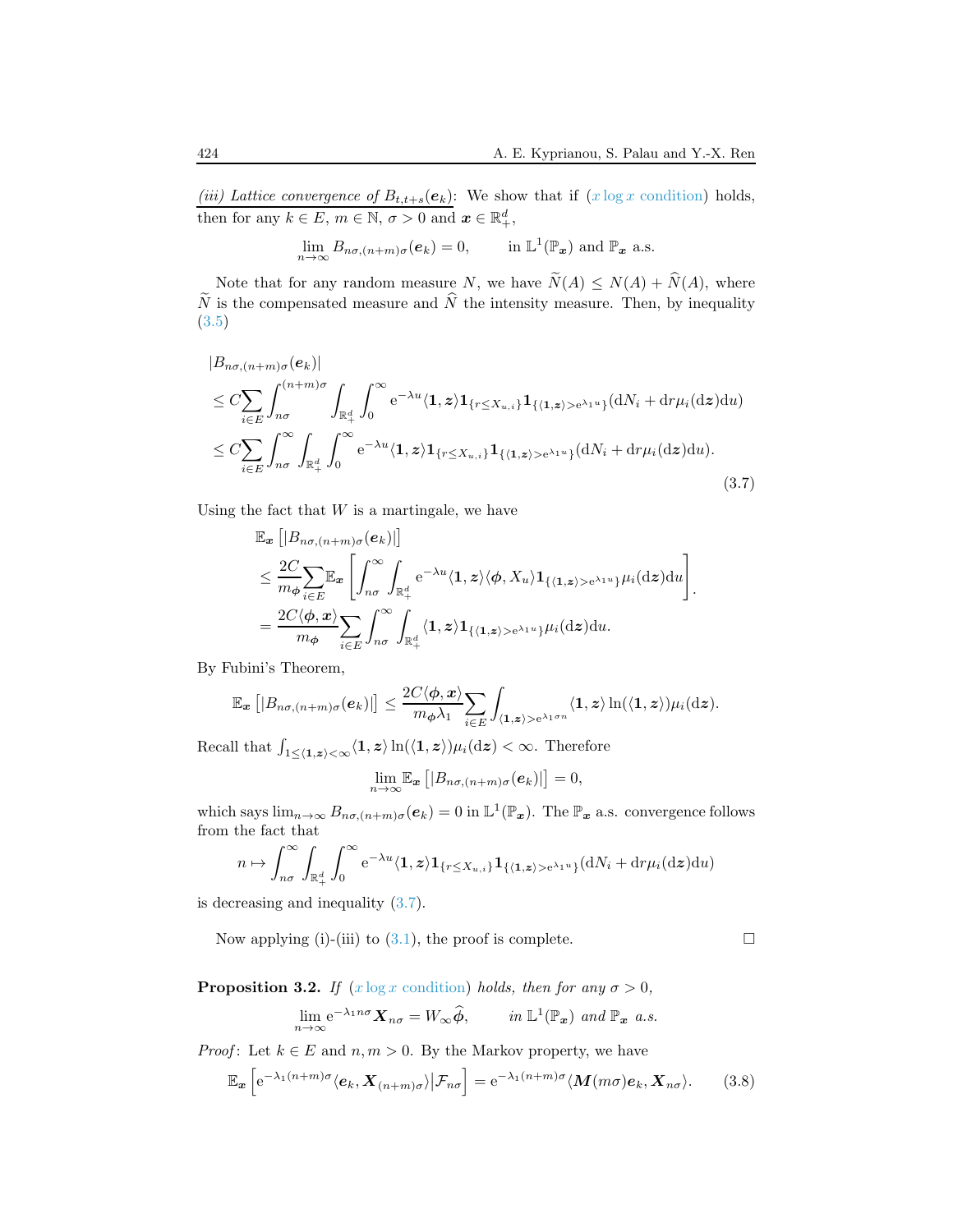<u>*(iii) Lattice convergence of $B_{t,t+s}(\boldsymbol{e}_k)$*</u>: We show that if ($x\log x$ condition) holds, then for any $k \in E$, $m \in \mathbb{N}$, $\sigma > 0$ and $\boldsymbol{x} \in \mathbb{R}_+^d$,

$$\lim_{n\to\infty} B_{n\sigma,(n+m)\sigma}(\boldsymbol{e}_k) = 0, \qquad \text{in } \mathbb{L}^1(\mathbb{P}_{\boldsymbol{x}}) \text{ and } \mathbb{P}_{\boldsymbol{x}} \text{ a.s.}$$

Note that for any random measure $N$, we have $\widetilde{N}(A) \le N(A) + \widehat{N}(A)$, where $\widetilde{N}$ is the compensated measure and $\widehat{N}$ the intensity measure. Then, by inequality (3.5)

$$\begin{aligned}
&|B_{n\sigma,(n+m)\sigma}(\boldsymbol{e}_k)| \\
&\le C\sum_{i\in E}\int_{n\sigma}^{(n+m)\sigma}\int_{\mathbb{R}_+^d}\int_0^\infty \mathrm{e}^{-\lambda u}\langle \boldsymbol{1},\boldsymbol{z}\rangle \mathbf{1}_{\{r\le X_{u,i}\}}\mathbf{1}_{\{\langle \boldsymbol{1},\boldsymbol{z}\rangle>\mathrm{e}^{\lambda_1 u}\}}(\mathrm{d}N_i + \mathrm{d}r\mu_i(\mathrm{d}\boldsymbol{z})\mathrm{d}u) \\
&\le C\sum_{i\in E}\int_{n\sigma}^{\infty}\int_{\mathbb{R}_+^d}\int_0^\infty \mathrm{e}^{-\lambda u}\langle \boldsymbol{1},\boldsymbol{z}\rangle \mathbf{1}_{\{r\le X_{u,i}\}}\mathbf{1}_{\{\langle \boldsymbol{1},\boldsymbol{z}\rangle>\mathrm{e}^{\lambda_1 u}\}}(\mathrm{d}N_i + \mathrm{d}r\mu_i(\mathrm{d}\boldsymbol{z})\mathrm{d}u).
\end{aligned} \tag{3.7}$$

Using the fact that $W$ is a martingale, we have

$$\begin{aligned}
&\mathbb{E}_{\boldsymbol{x}}\left[|B_{n\sigma,(n+m)\sigma}(\boldsymbol{e}_k)|\right] \\
&\le \frac{2C}{m_{\boldsymbol{\phi}}}\sum_{i\in E}\mathbb{E}_{\boldsymbol{x}}\left[\int_{n\sigma}^\infty\int_{\mathbb{R}_+^d}\mathrm{e}^{-\lambda u}\langle \boldsymbol{1},\boldsymbol{z}\rangle\langle\boldsymbol{\phi}, X_u\rangle \mathbf{1}_{\{\langle \boldsymbol{1},\boldsymbol{z}\rangle>\mathrm{e}^{\lambda_1 u}\}}\mu_i(\mathrm{d}\boldsymbol{z})\mathrm{d}u\right]. \\
&= \frac{2C\langle\boldsymbol{\phi},\boldsymbol{x}\rangle}{m_{\boldsymbol{\phi}}}\sum_{i\in E}\int_{n\sigma}^\infty\int_{\mathbb{R}_+^d}\langle \boldsymbol{1},\boldsymbol{z}\rangle \mathbf{1}_{\{\langle \boldsymbol{1},\boldsymbol{z}\rangle>\mathrm{e}^{\lambda_1 u}\}}\mu_i(\mathrm{d}\boldsymbol{z})\mathrm{d}u.
\end{aligned}$$

By Fubini's Theorem,

$$\mathbb{E}_{\boldsymbol{x}}\left[|B_{n\sigma,(n+m)\sigma}(\boldsymbol{e}_k)|\right] \le \frac{2C\langle\boldsymbol{\phi},\boldsymbol{x}\rangle}{m_{\boldsymbol{\phi}}\lambda_1}\sum_{i\in E}\int_{\langle \boldsymbol{1},\boldsymbol{z}\rangle>\mathrm{e}^{\lambda_1\sigma n}}\langle \boldsymbol{1},\boldsymbol{z}\rangle\ln(\langle \boldsymbol{1},\boldsymbol{z}\rangle)\mu_i(\mathrm{d}\boldsymbol{z}).$$

Recall that $\int_{1\le\langle \boldsymbol{1},\boldsymbol{z}\rangle<\infty}\langle \boldsymbol{1},\boldsymbol{z}\rangle\ln(\langle \boldsymbol{1},\boldsymbol{z}\rangle)\mu_i(\mathrm{d}\boldsymbol{z})<\infty$. Therefore

$$\lim_{n\to\infty}\mathbb{E}_{\boldsymbol{x}}\left[|B_{n\sigma,(n+m)\sigma}(\boldsymbol{e}_k)|\right]=0,$$

which says $\lim_{n\to\infty} B_{n\sigma,(n+m)\sigma}(\boldsymbol{e}_k)=0$ in $\mathbb{L}^1(\mathbb{P}_{\boldsymbol{x}})$. The $\mathbb{P}_{\boldsymbol{x}}$ a.s. convergence follows from the fact that

$$n\mapsto \int_{n\sigma}^{\infty}\int_{\mathbb{R}_+^d}\int_0^\infty \mathrm{e}^{-\lambda u}\langle \boldsymbol{1},\boldsymbol{z}\rangle \mathbf{1}_{\{r\le X_{u,i}\}}\mathbf{1}_{\{\langle \boldsymbol{1},\boldsymbol{z}\rangle>\mathrm{e}^{\lambda_1 u}\}}(\mathrm{d}N_i + \mathrm{d}r\mu_i(\mathrm{d}\boldsymbol{z})\mathrm{d}u)$$

is decreasing and inequality (3.7).

Now applying (i)-(iii) to (3.1), the proof is complete. □

**Proposition 3.2.** *If ($x\log x$ condition) holds, then for any $\sigma>0$,*

$$\lim_{n\to\infty}\mathrm{e}^{-\lambda_1 n\sigma}\boldsymbol{X}_{n\sigma} = W_\infty\widehat{\boldsymbol{\phi}}, \qquad \text{in } \mathbb{L}^1(\mathbb{P}_{\boldsymbol{x}}) \text{ and } \mathbb{P}_{\boldsymbol{x}} \text{ a.s.}$$

*Proof*: Let $k\in E$ and $n,m>0$. By the Markov property, we have

$$\mathbb{E}_{\boldsymbol{x}}\left[\mathrm{e}^{-\lambda_1(n+m)\sigma}\langle\boldsymbol{e}_k,\boldsymbol{X}_{(n+m)\sigma}\rangle\middle|\mathcal{F}_{n\sigma}\right] = \mathrm{e}^{-\lambda_1(n+m)\sigma}\langle\boldsymbol{M}(m\sigma)\boldsymbol{e}_k,\boldsymbol{X}_{n\sigma}\rangle. \tag{3.8}$$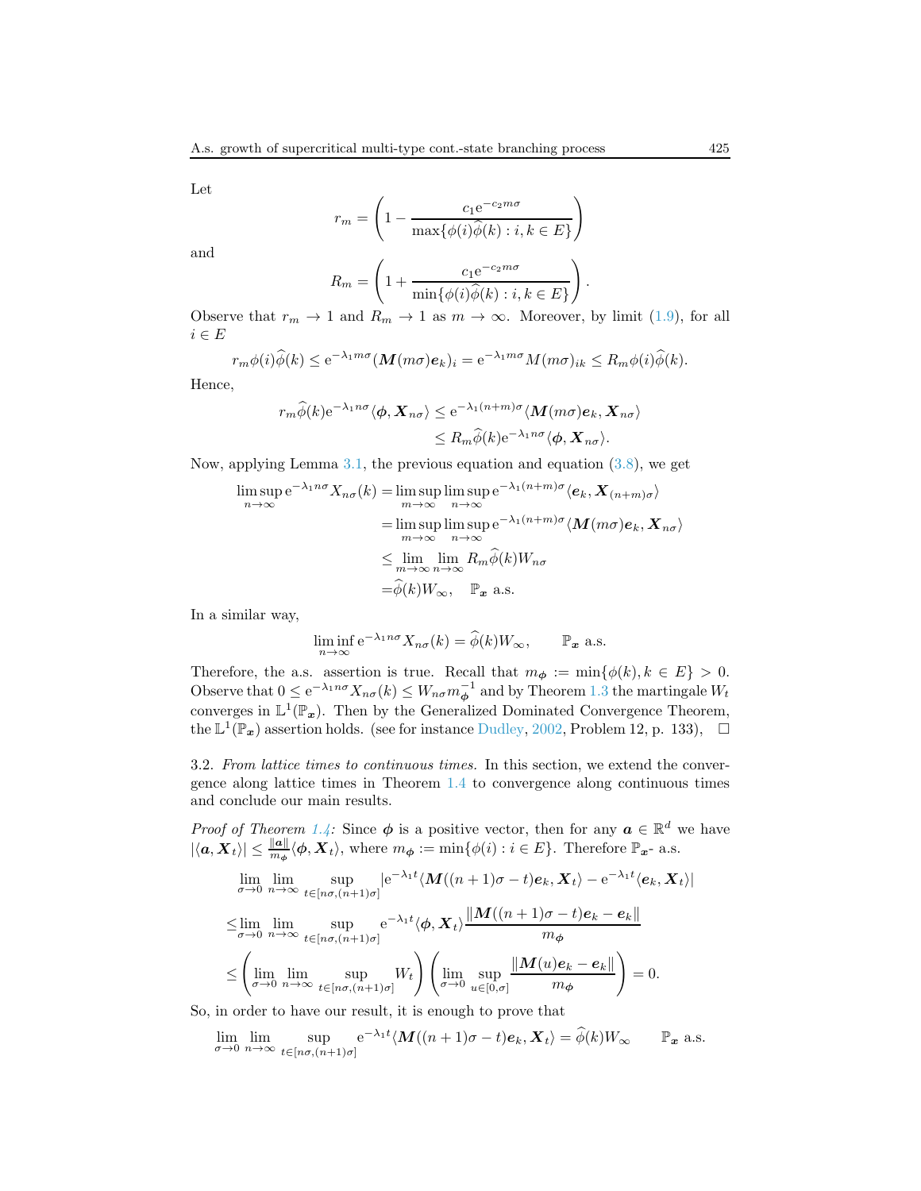Let

$$r_m = \left(1 - \frac{c_1 \mathrm{e}^{-c_2 m\sigma}}{\max\{\phi(i)\widehat{\phi}(k) : i, k \in E\}}\right)$$

and

$$R_m = \left(1 + \frac{c_1 \mathrm{e}^{-c_2 m\sigma}}{\min\{\phi(i)\widehat{\phi}(k) : i, k \in E\}}\right).$$

Observe that $r_m \to 1$ and $R_m \to 1$ as $m \to \infty$. Moreover, by limit (1.9), for all $i \in E$

$$r_m \phi(i)\widehat{\phi}(k) \le \mathrm{e}^{-\lambda_1 m\sigma}(\boldsymbol{M}(m\sigma)\boldsymbol{e}_k)_i = \mathrm{e}^{-\lambda_1 m\sigma} M(m\sigma)_{ik} \le R_m \phi(i)\widehat{\phi}(k).$$

Hence,

$$\begin{aligned} r_m \widehat{\phi}(k)\mathrm{e}^{-\lambda_1 n\sigma}\langle \boldsymbol{\phi}, \boldsymbol{X}_{n\sigma}\rangle &\le \mathrm{e}^{-\lambda_1 (n+m)\sigma}\langle \boldsymbol{M}(m\sigma)\boldsymbol{e}_k, \boldsymbol{X}_{n\sigma}\rangle \\ &\le R_m \widehat{\phi}(k)\mathrm{e}^{-\lambda_1 n\sigma}\langle \boldsymbol{\phi}, \boldsymbol{X}_{n\sigma}\rangle. \end{aligned}$$

Now, applying Lemma 3.1, the previous equation and equation (3.8), we get

$$\begin{aligned} \limsup_{n\to\infty} \mathrm{e}^{-\lambda_1 n\sigma} X_{n\sigma}(k) &= \limsup_{m\to\infty}\limsup_{n\to\infty} \mathrm{e}^{-\lambda_1 (n+m)\sigma}\langle \boldsymbol{e}_k, \boldsymbol{X}_{(n+m)\sigma}\rangle \\ &= \limsup_{m\to\infty}\limsup_{n\to\infty} \mathrm{e}^{-\lambda_1 (n+m)\sigma}\langle \boldsymbol{M}(m\sigma)\boldsymbol{e}_k, \boldsymbol{X}_{n\sigma}\rangle \\ &\le \lim_{m\to\infty}\lim_{n\to\infty} R_m \widehat{\phi}(k) W_{n\sigma} \\ &= \widehat{\phi}(k) W_\infty, \quad \mathbb{P}_{\boldsymbol{x}} \text{ a.s.} \end{aligned}$$

In a similar way,

$$\liminf_{n\to\infty} \mathrm{e}^{-\lambda_1 n\sigma} X_{n\sigma}(k) = \widehat{\phi}(k) W_\infty, \qquad \mathbb{P}_{\boldsymbol{x}} \text{ a.s.}$$

Therefore, the a.s. assertion is true. Recall that $m_{\boldsymbol{\phi}} := \min\{\phi(k), k \in E\} > 0$. Observe that $0 \le \mathrm{e}^{-\lambda_1 n\sigma} X_{n\sigma}(k) \le W_{n\sigma} m_{\boldsymbol{\phi}}^{-1}$ and by Theorem 1.3 the martingale $W_t$ converges in $\mathbb{L}^1(\mathbb{P}_{\boldsymbol{x}})$. Then by the Generalized Dominated Convergence Theorem, the $\mathbb{L}^1(\mathbb{P}_{\boldsymbol{x}})$ assertion holds. (see for instance Dudley, 2002, Problem 12, p. 133), $\square$

3.2. *From lattice times to continuous times.* In this section, we extend the convergence along lattice times in Theorem 1.4 to convergence along continuous times and conclude our main results.

*Proof of Theorem 1.4:* Since $\boldsymbol{\phi}$ is a positive vector, then for any $\boldsymbol{a} \in \mathbb{R}^d$ we have $|\langle \boldsymbol{a}, \boldsymbol{X}_t\rangle| \le \frac{\|\boldsymbol{a}\|}{m_{\boldsymbol{\phi}}}\langle \boldsymbol{\phi}, \boldsymbol{X}_t\rangle$, where $m_{\boldsymbol{\phi}} := \min\{\phi(i) : i \in E\}$. Therefore $\mathbb{P}_{\boldsymbol{x}}$- a.s.

$$\begin{aligned} &\lim_{\sigma\to 0}\lim_{n\to\infty}\sup_{t\in[n\sigma,(n+1)\sigma]} |\mathrm{e}^{-\lambda_1 t}\langle \boldsymbol{M}((n+1)\sigma - t)\boldsymbol{e}_k, \boldsymbol{X}_t\rangle - \mathrm{e}^{-\lambda_1 t}\langle \boldsymbol{e}_k, \boldsymbol{X}_t\rangle| \\ \le &\lim_{\sigma\to 0}\lim_{n\to\infty}\sup_{t\in[n\sigma,(n+1)\sigma]} \mathrm{e}^{-\lambda_1 t}\langle \boldsymbol{\phi}, \boldsymbol{X}_t\rangle \frac{\|\boldsymbol{M}((n+1)\sigma - t)\boldsymbol{e}_k - \boldsymbol{e}_k\|}{m_{\boldsymbol{\phi}}} \\ \le &\left(\lim_{\sigma\to 0}\lim_{n\to\infty}\sup_{t\in[n\sigma,(n+1)\sigma]} W_t\right)\left(\lim_{\sigma\to 0}\sup_{u\in[0,\sigma]}\frac{\|\boldsymbol{M}(u)\boldsymbol{e}_k - \boldsymbol{e}_k\|}{m_{\boldsymbol{\phi}}}\right) = 0. \end{aligned}$$

So, in order to have our result, it is enough to prove that

$$\lim_{\sigma\to 0}\lim_{n\to\infty}\sup_{t\in[n\sigma,(n+1)\sigma]} \mathrm{e}^{-\lambda_1 t}\langle \boldsymbol{M}((n+1)\sigma - t)\boldsymbol{e}_k, \boldsymbol{X}_t\rangle = \widehat{\phi}(k) W_\infty \qquad \mathbb{P}_{\boldsymbol{x}} \text{ a.s.}$$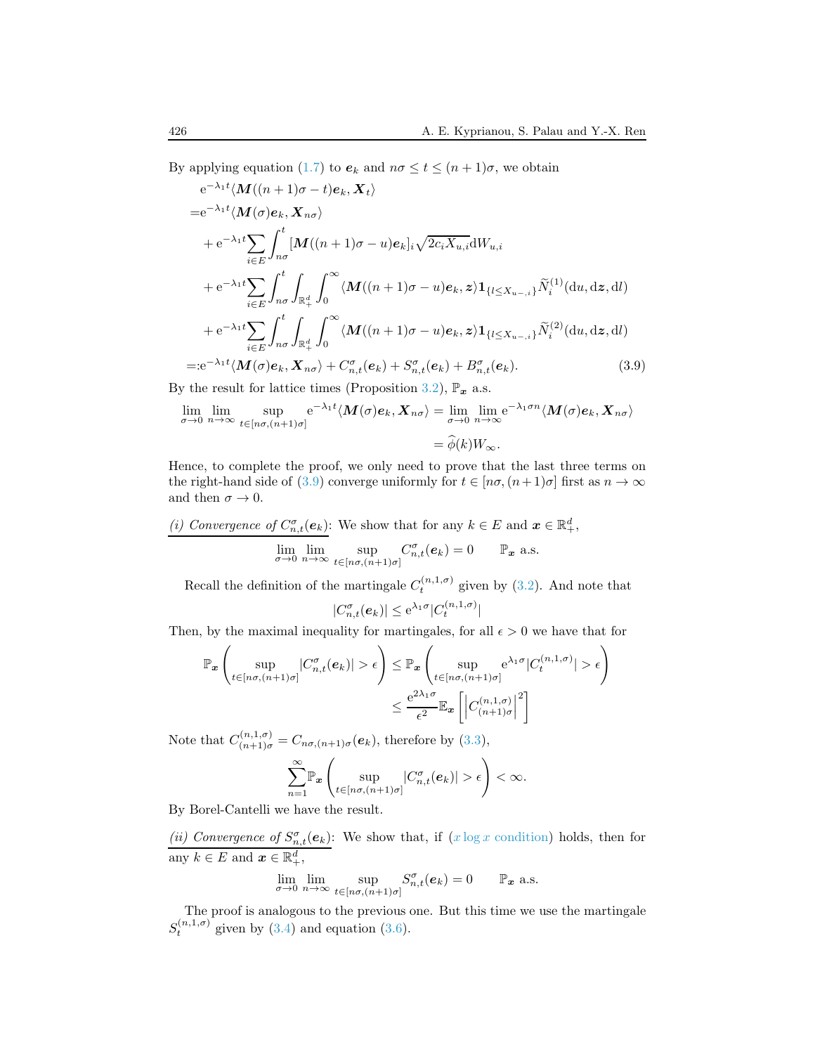By applying equation (1.7) to $\boldsymbol{e}_k$ and $n\sigma \le t \le (n+1)\sigma$, we obtain

$$
\begin{aligned}
&\mathrm{e}^{-\lambda_1 t}\langle \boldsymbol{M}((n+1)\sigma - t)\boldsymbol{e}_k, \boldsymbol{X}_t\rangle \\
=&\mathrm{e}^{-\lambda_1 t}\langle \boldsymbol{M}(\sigma)\boldsymbol{e}_k, \boldsymbol{X}_{n\sigma}\rangle \\
&+ \mathrm{e}^{-\lambda_1 t}\sum_{i\in E}\int_{n\sigma}^{t}[\boldsymbol{M}((n+1)\sigma - u)\boldsymbol{e}_k]_i\sqrt{2c_i X_{u,i}}\mathrm{d}W_{u,i} \\
&+ \mathrm{e}^{-\lambda_1 t}\sum_{i\in E}\int_{n\sigma}^{t}\int_{\mathbb{R}_+^d}\int_0^\infty \langle \boldsymbol{M}((n+1)\sigma - u)\boldsymbol{e}_k, \boldsymbol{z}\rangle \mathbf{1}_{\{l\le X_{u-,i}\}}\widetilde{N}_i^{(1)}(\mathrm{d}u,\mathrm{d}\boldsymbol{z},\mathrm{d}l) \\
&+ \mathrm{e}^{-\lambda_1 t}\sum_{i\in E}\int_{n\sigma}^{t}\int_{\mathbb{R}_+^d}\int_0^\infty \langle \boldsymbol{M}((n+1)\sigma - u)\boldsymbol{e}_k, \boldsymbol{z}\rangle \mathbf{1}_{\{l\le X_{u-,i}\}}\widetilde{N}_i^{(2)}(\mathrm{d}u,\mathrm{d}\boldsymbol{z},\mathrm{d}l) \\
=:&\mathrm{e}^{-\lambda_1 t}\langle \boldsymbol{M}(\sigma)\boldsymbol{e}_k, \boldsymbol{X}_{n\sigma}\rangle + C^\sigma_{n,t}(\boldsymbol{e}_k) + S^\sigma_{n,t}(\boldsymbol{e}_k) + B^\sigma_{n,t}(\boldsymbol{e}_k).
\end{aligned}
\tag{3.9}
$$

By the result for lattice times (Proposition 3.2), $\mathbb{P}_{\boldsymbol{x}}$ a.s.

$$
\lim_{\sigma\to 0}\lim_{n\to\infty}\sup_{t\in[n\sigma,(n+1)\sigma]}\mathrm{e}^{-\lambda_1 t}\langle \boldsymbol{M}(\sigma)\boldsymbol{e}_k, \boldsymbol{X}_{n\sigma}\rangle = \lim_{\sigma\to 0}\lim_{n\to\infty}\mathrm{e}^{-\lambda_1 \sigma n}\langle \boldsymbol{M}(\sigma)\boldsymbol{e}_k, \boldsymbol{X}_{n\sigma}\rangle = \widehat{\phi}(k)W_\infty.
$$

Hence, to complete the proof, we only need to prove that the last three terms on the right-hand side of (3.9) converge uniformly for $t\in[n\sigma,(n+1)\sigma]$ first as $n\to\infty$ and then $\sigma\to 0$.

*(i) Convergence of $C^\sigma_{n,t}(\boldsymbol{e}_k)$*: We show that for any $k\in E$ and $\boldsymbol{x}\in\mathbb{R}_+^d$,

$$
\lim_{\sigma\to 0}\lim_{n\to\infty}\sup_{t\in[n\sigma,(n+1)\sigma]} C^\sigma_{n,t}(\boldsymbol{e}_k) = 0 \qquad \mathbb{P}_{\boldsymbol{x}} \text{ a.s.}
$$

Recall the definition of the martingale $C_t^{(n,1,\sigma)}$ given by (3.2). And note that

$$
|C^\sigma_{n,t}(\boldsymbol{e}_k)| \le \mathrm{e}^{\lambda_1\sigma}|C_t^{(n,1,\sigma)}|
$$

Then, by the maximal inequality for martingales, for all $\epsilon > 0$ we have that for

$$
\begin{aligned}
\mathbb{P}_{\boldsymbol{x}}\left(\sup_{t\in[n\sigma,(n+1)\sigma]}|C^\sigma_{n,t}(\boldsymbol{e}_k)| > \epsilon\right) &\le \mathbb{P}_{\boldsymbol{x}}\left(\sup_{t\in[n\sigma,(n+1)\sigma]}\mathrm{e}^{\lambda_1\sigma}|C_t^{(n,1,\sigma)}| > \epsilon\right) \\
&\le \frac{\mathrm{e}^{2\lambda_1\sigma}}{\epsilon^2}\mathbb{E}_{\boldsymbol{x}}\left[\left|C^{(n,1,\sigma)}_{(n+1)\sigma}\right|^2\right]
\end{aligned}
$$

Note that $C^{(n,1,\sigma)}_{(n+1)\sigma} = C_{n\sigma,(n+1)\sigma}(\boldsymbol{e}_k)$, therefore by (3.3),

$$
\sum_{n=1}^{\infty}\mathbb{P}_{\boldsymbol{x}}\left(\sup_{t\in[n\sigma,(n+1)\sigma]}|C^\sigma_{n,t}(\boldsymbol{e}_k)| > \epsilon\right) < \infty.
$$

By Borel-Cantelli we have the result.

*(ii) Convergence of $S^\sigma_{n,t}(\boldsymbol{e}_k)$*: We show that, if ($x\log x$ condition) holds, then for any $k\in E$ and $\boldsymbol{x}\in\mathbb{R}_+^d$,

$$
\lim_{\sigma\to 0}\lim_{n\to\infty}\sup_{t\in[n\sigma,(n+1)\sigma]} S^\sigma_{n,t}(\boldsymbol{e}_k) = 0 \qquad \mathbb{P}_{\boldsymbol{x}} \text{ a.s.}
$$

The proof is analogous to the previous one. But this time we use the martingale $S_t^{(n,1,\sigma)}$ given by (3.4) and equation (3.6).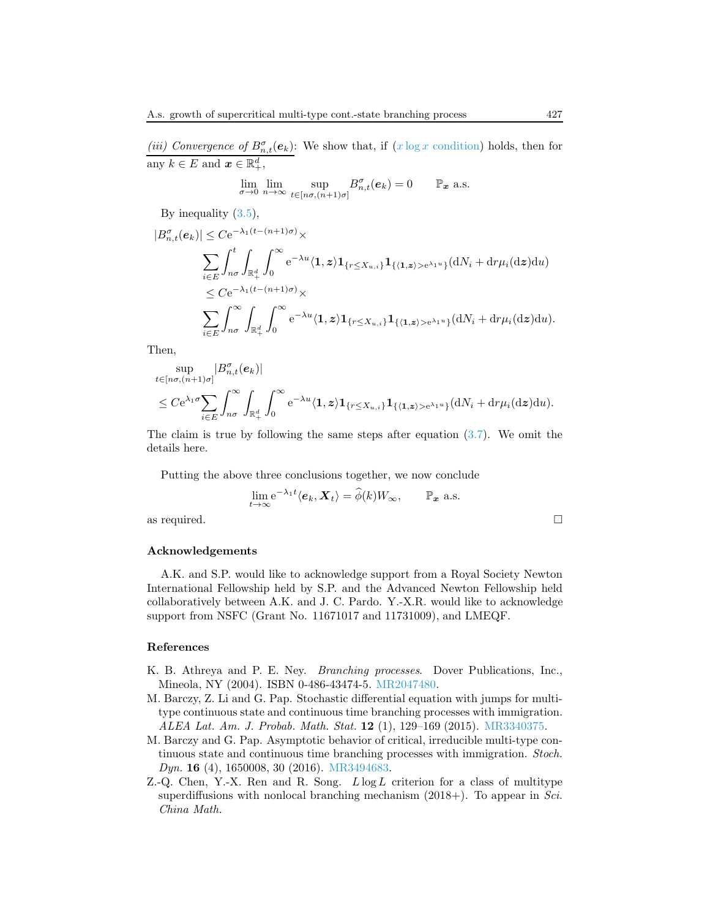*(iii) Convergence of* $B^{\sigma}_{n,t}(\boldsymbol{e}_k)$: We show that, if ($x \log x$ condition) holds, then for any $k \in E$ and $\boldsymbol{x} \in \mathbb{R}^d_+$,

$$\lim_{\sigma \to 0} \lim_{n \to \infty} \sup_{t \in [n\sigma, (n+1)\sigma]} B^{\sigma}_{n,t}(\boldsymbol{e}_k) = 0 \qquad \mathbb{P}_{\boldsymbol{x}} \text{ a.s.}$$

By inequality (3.5),

$$\begin{aligned}
|B^{\sigma}_{n,t}(\boldsymbol{e}_k)| &\le C \mathrm{e}^{-\lambda_1(t-(n+1)\sigma)} \times \\
&\quad \sum_{i \in E} \int_{n\sigma}^{t} \int_{\mathbb{R}^d_+} \int_0^{\infty} \mathrm{e}^{-\lambda u} \langle \mathbf{1}, \boldsymbol{z} \rangle \mathbf{1}_{\{r \le X_{u,i}\}} \mathbf{1}_{\{\langle \mathbf{1}, \boldsymbol{z} \rangle > \mathrm{e}^{\lambda_1 u}\}} (\mathrm{d}N_i + \mathrm{d}r \mu_i(\mathrm{d}\boldsymbol{z}) \mathrm{d}u) \\
&\le C \mathrm{e}^{-\lambda_1(t-(n+1)\sigma)} \times \\
&\quad \sum_{i \in E} \int_{n\sigma}^{\infty} \int_{\mathbb{R}^d_+} \int_0^{\infty} \mathrm{e}^{-\lambda u} \langle \mathbf{1}, \boldsymbol{z} \rangle \mathbf{1}_{\{r \le X_{u,i}\}} \mathbf{1}_{\{\langle \mathbf{1}, \boldsymbol{z} \rangle > \mathrm{e}^{\lambda_1 u}\}} (\mathrm{d}N_i + \mathrm{d}r \mu_i(\mathrm{d}\boldsymbol{z}) \mathrm{d}u).
\end{aligned}$$

Then,

$$\begin{aligned}
&\sup_{t \in [n\sigma, (n+1)\sigma]} |B^{\sigma}_{n,t}(\boldsymbol{e}_k)| \\
&\le C \mathrm{e}^{\lambda_1 \sigma} \sum_{i \in E} \int_{n\sigma}^{\infty} \int_{\mathbb{R}^d_+} \int_0^{\infty} \mathrm{e}^{-\lambda u} \langle \mathbf{1}, \boldsymbol{z} \rangle \mathbf{1}_{\{r \le X_{u,i}\}} \mathbf{1}_{\{\langle \mathbf{1}, \boldsymbol{z} \rangle > \mathrm{e}^{\lambda_1 u}\}} (\mathrm{d}N_i + \mathrm{d}r \mu_i(\mathrm{d}\boldsymbol{z}) \mathrm{d}u).
\end{aligned}$$

The claim is true by following the same steps after equation (3.7). We omit the details here.

Putting the above three conclusions together, we now conclude

$$\lim_{t \to \infty} \mathrm{e}^{-\lambda_1 t} \langle \boldsymbol{e}_k, \boldsymbol{X}_t \rangle = \widehat{\phi}(k) W_{\infty}, \qquad \mathbb{P}_{\boldsymbol{x}} \text{ a.s.}$$

as required. □

## Acknowledgements

A.K. and S.P. would like to acknowledge support from a Royal Society Newton International Fellowship held by S.P. and the Advanced Newton Fellowship held collaboratively between A.K. and J. C. Pardo. Y.-X.R. would like to acknowledge support from NSFC (Grant No. 11671017 and 11731009), and LMEQF.

## References

K. B. Athreya and P. E. Ney. *Branching processes*. Dover Publications, Inc., Mineola, NY (2004). ISBN 0-486-43474-5. MR2047480.

M. Barczy, Z. Li and G. Pap. Stochastic differential equation with jumps for multi-type continuous state and continuous time branching processes with immigration. *ALEA Lat. Am. J. Probab. Math. Stat.* **12** (1), 129–169 (2015). MR3340375.

M. Barczy and G. Pap. Asymptotic behavior of critical, irreducible multi-type continuous state and continuous time branching processes with immigration. *Stoch. Dyn.* **16** (4), 1650008, 30 (2016). MR3494683.

Z.-Q. Chen, Y.-X. Ren and R. Song. $L \log L$ criterion for a class of multitype superdiffusions with nonlocal branching mechanism (2018+). To appear in *Sci. China Math.*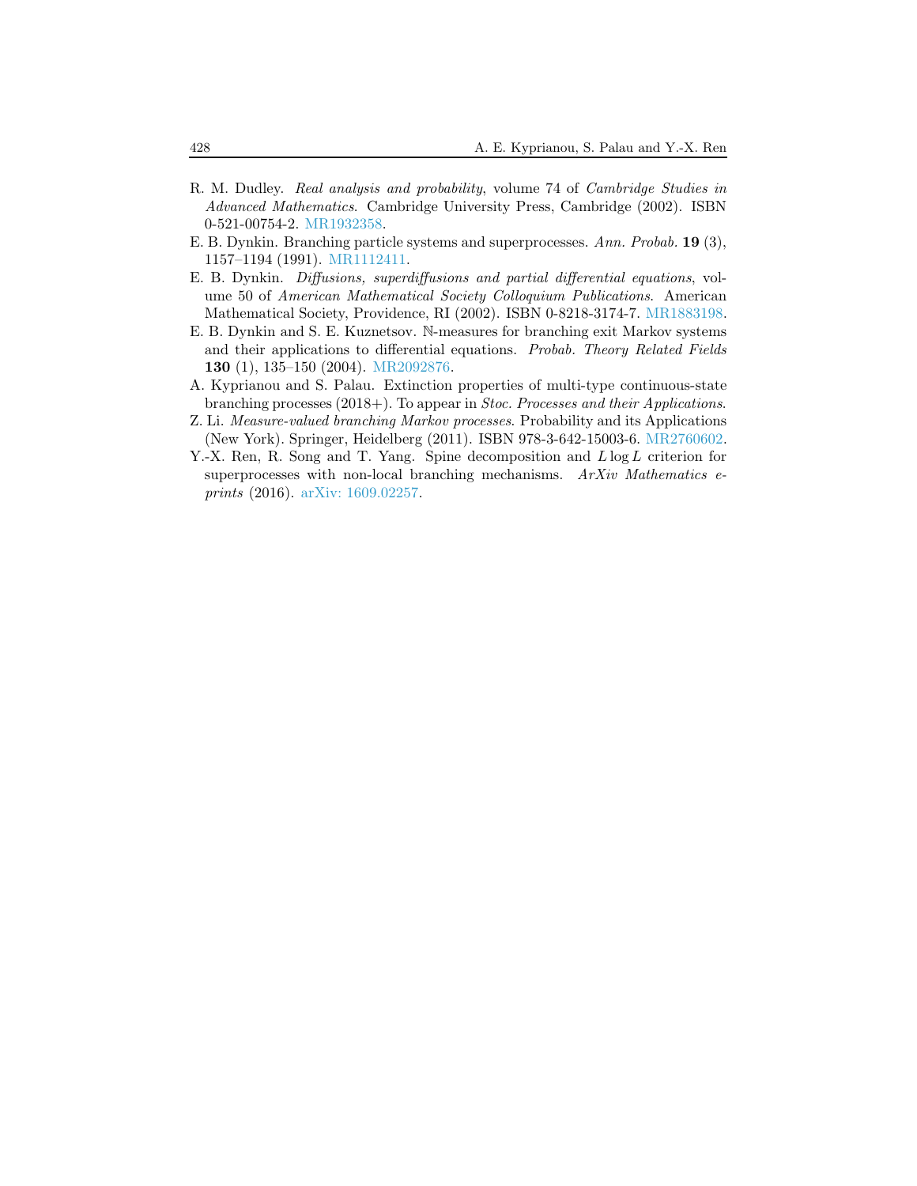R. M. Dudley. *Real analysis and probability*, volume 74 of *Cambridge Studies in Advanced Mathematics*. Cambridge University Press, Cambridge (2002). ISBN 0-521-00754-2. MR1932358.

E. B. Dynkin. Branching particle systems and superprocesses. *Ann. Probab.* **19** (3), 1157–1194 (1991). MR1112411.

E. B. Dynkin. *Diffusions, superdiffusions and partial differential equations*, volume 50 of *American Mathematical Society Colloquium Publications*. American Mathematical Society, Providence, RI (2002). ISBN 0-8218-3174-7. MR1883198.

E. B. Dynkin and S. E. Kuznetsov. $\mathbb{N}$-measures for branching exit Markov systems and their applications to differential equations. *Probab. Theory Related Fields* **130** (1), 135–150 (2004). MR2092876.

A. Kyprianou and S. Palau. Extinction properties of multi-type continuous-state branching processes (2018+). To appear in *Stoc. Processes and their Applications*.

Z. Li. *Measure-valued branching Markov processes*. Probability and its Applications (New York). Springer, Heidelberg (2011). ISBN 978-3-642-15003-6. MR2760602.

Y.-X. Ren, R. Song and T. Yang. Spine decomposition and $L \log L$ criterion for superprocesses with non-local branching mechanisms. *ArXiv Mathematics e-prints* (2016). arXiv: 1609.02257.